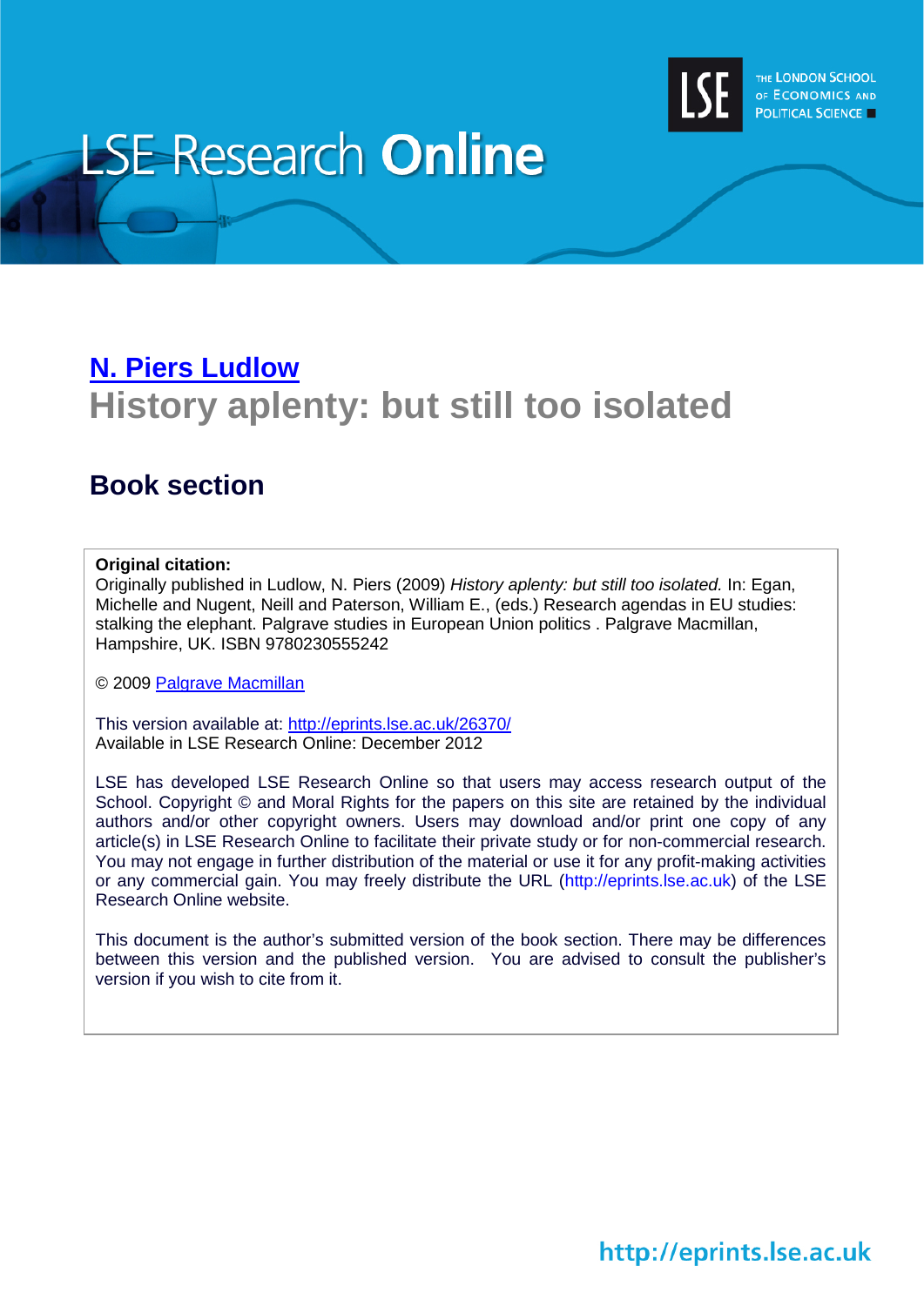# LSE Research Online

THE LONDON SCHOOL OF ECONOMICS AND POLITICAL SCIENCE

## [N. Piers Ludlow](#)

# History aplenty: but still too isolated

## Book section

**Original citation:**
Originally published in Ludlow, N. Piers (2009) *History aplenty: but still too isolated.* In: Egan, Michelle and Nugent, Neill and Paterson, William E., (eds.) Research agendas in EU studies: stalking the elephant. Palgrave studies in European Union politics . Palgrave Macmillan, Hampshire, UK. ISBN 9780230555242

© 2009 [Palgrave Macmillan](#)

This version available at: [http://eprints.lse.ac.uk/26370/](http://eprints.lse.ac.uk/26370/)
Available in LSE Research Online: December 2012

LSE has developed LSE Research Online so that users may access research output of the School. Copyright © and Moral Rights for the papers on this site are retained by the individual authors and/or other copyright owners. Users may download and/or print one copy of any article(s) in LSE Research Online to facilitate their private study or for non-commercial research. You may not engage in further distribution of the material or use it for any profit-making activities or any commercial gain. You may freely distribute the URL (http://eprints.lse.ac.uk) of the LSE Research Online website.

This document is the author's submitted version of the book section. There may be differences between this version and the published version. You are advised to consult the publisher's version if you wish to cite from it.

http://eprints.lse.ac.uk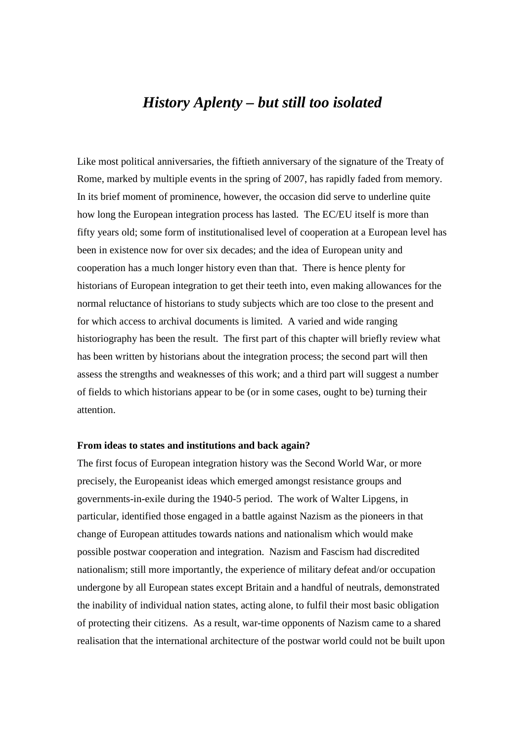# *History Aplenty – but still too isolated*

Like most political anniversaries, the fiftieth anniversary of the signature of the Treaty of Rome, marked by multiple events in the spring of 2007, has rapidly faded from memory. In its brief moment of prominence, however, the occasion did serve to underline quite how long the European integration process has lasted. The EC/EU itself is more than fifty years old; some form of institutionalised level of cooperation at a European level has been in existence now for over six decades; and the idea of European unity and cooperation has a much longer history even than that. There is hence plenty for historians of European integration to get their teeth into, even making allowances for the normal reluctance of historians to study subjects which are too close to the present and for which access to archival documents is limited. A varied and wide ranging historiography has been the result. The first part of this chapter will briefly review what has been written by historians about the integration process; the second part will then assess the strengths and weaknesses of this work; and a third part will suggest a number of fields to which historians appear to be (or in some cases, ought to be) turning their attention.

**From ideas to states and institutions and back again?**

The first focus of European integration history was the Second World War, or more precisely, the Europeanist ideas which emerged amongst resistance groups and governments-in-exile during the 1940-5 period. The work of Walter Lipgens, in particular, identified those engaged in a battle against Nazism as the pioneers in that change of European attitudes towards nations and nationalism which would make possible postwar cooperation and integration. Nazism and Fascism had discredited nationalism; still more importantly, the experience of military defeat and/or occupation undergone by all European states except Britain and a handful of neutrals, demonstrated the inability of individual nation states, acting alone, to fulfil their most basic obligation of protecting their citizens. As a result, war-time opponents of Nazism came to a shared realisation that the international architecture of the postwar world could not be built upon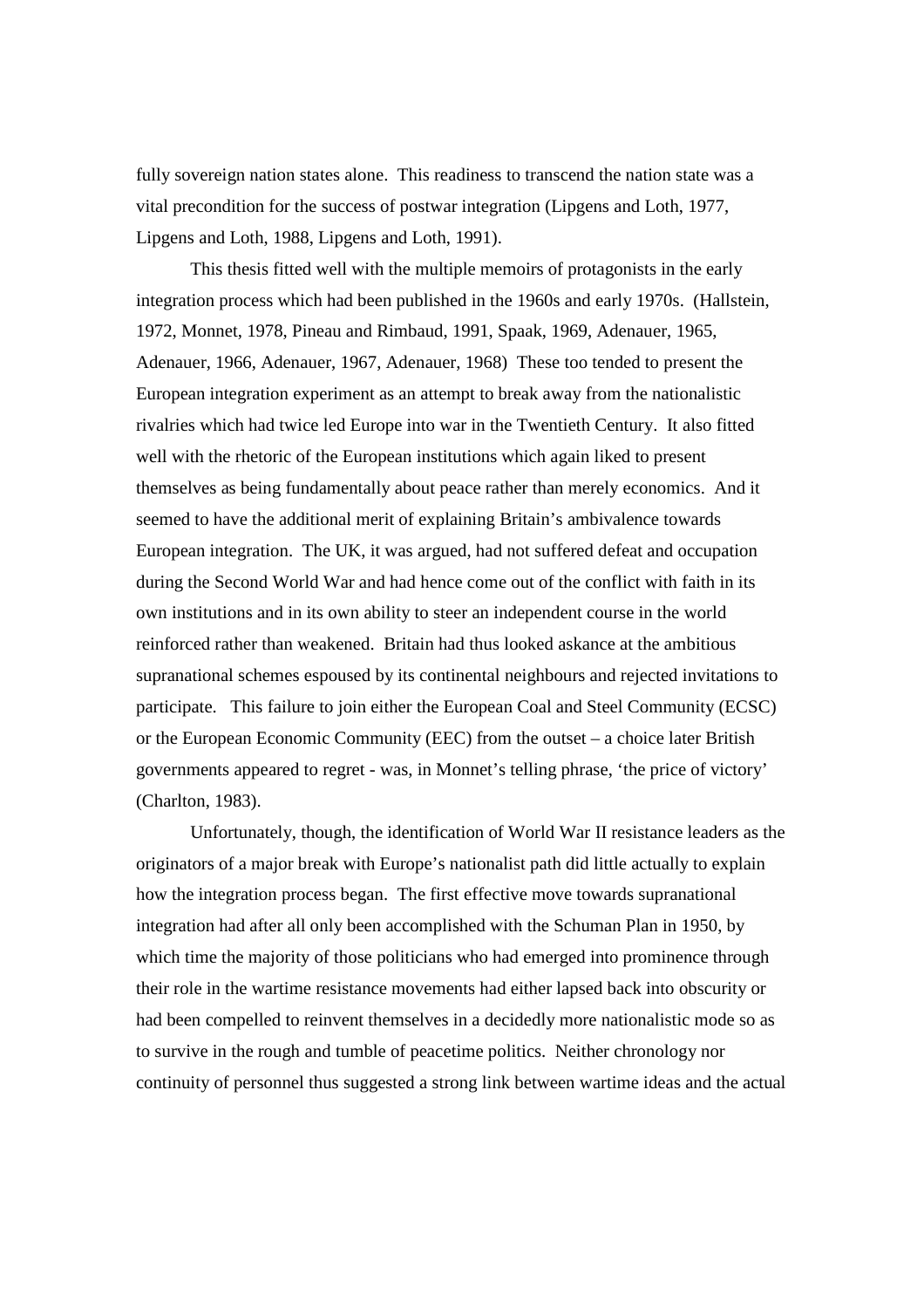fully sovereign nation states alone. This readiness to transcend the nation state was a vital precondition for the success of postwar integration (Lipgens and Loth, 1977, Lipgens and Loth, 1988, Lipgens and Loth, 1991).

This thesis fitted well with the multiple memoirs of protagonists in the early integration process which had been published in the 1960s and early 1970s. (Hallstein, 1972, Monnet, 1978, Pineau and Rimbaud, 1991, Spaak, 1969, Adenauer, 1965, Adenauer, 1966, Adenauer, 1967, Adenauer, 1968) These too tended to present the European integration experiment as an attempt to break away from the nationalistic rivalries which had twice led Europe into war in the Twentieth Century. It also fitted well with the rhetoric of the European institutions which again liked to present themselves as being fundamentally about peace rather than merely economics. And it seemed to have the additional merit of explaining Britain's ambivalence towards European integration. The UK, it was argued, had not suffered defeat and occupation during the Second World War and had hence come out of the conflict with faith in its own institutions and in its own ability to steer an independent course in the world reinforced rather than weakened. Britain had thus looked askance at the ambitious supranational schemes espoused by its continental neighbours and rejected invitations to participate. This failure to join either the European Coal and Steel Community (ECSC) or the European Economic Community (EEC) from the outset – a choice later British governments appeared to regret - was, in Monnet's telling phrase, 'the price of victory' (Charlton, 1983).

Unfortunately, though, the identification of World War II resistance leaders as the originators of a major break with Europe's nationalist path did little actually to explain how the integration process began. The first effective move towards supranational integration had after all only been accomplished with the Schuman Plan in 1950, by which time the majority of those politicians who had emerged into prominence through their role in the wartime resistance movements had either lapsed back into obscurity or had been compelled to reinvent themselves in a decidedly more nationalistic mode so as to survive in the rough and tumble of peacetime politics. Neither chronology nor continuity of personnel thus suggested a strong link between wartime ideas and the actual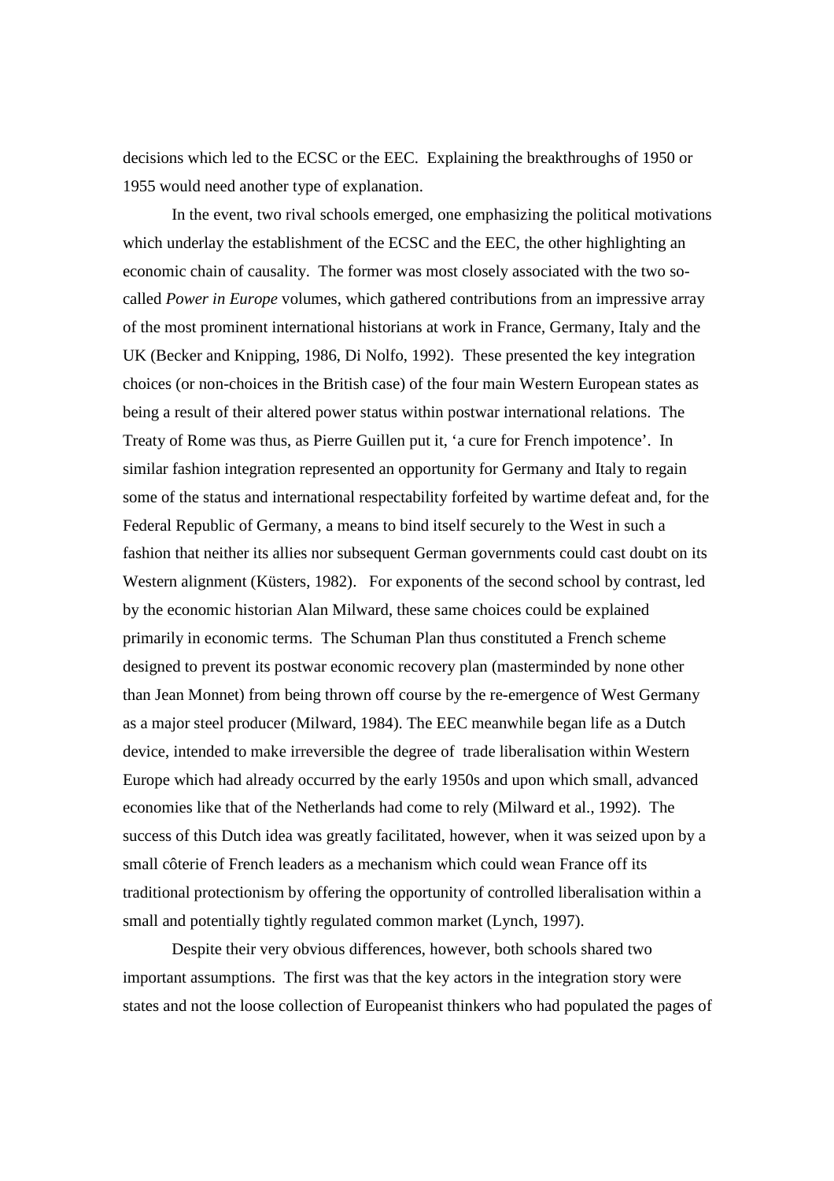decisions which led to the ECSC or the EEC. Explaining the breakthroughs of 1950 or 1955 would need another type of explanation.

In the event, two rival schools emerged, one emphasizing the political motivations which underlay the establishment of the ECSC and the EEC, the other highlighting an economic chain of causality. The former was most closely associated with the two so-called *Power in Europe* volumes, which gathered contributions from an impressive array of the most prominent international historians at work in France, Germany, Italy and the UK (Becker and Knipping, 1986, Di Nolfo, 1992). These presented the key integration choices (or non-choices in the British case) of the four main Western European states as being a result of their altered power status within postwar international relations. The Treaty of Rome was thus, as Pierre Guillen put it, 'a cure for French impotence'. In similar fashion integration represented an opportunity for Germany and Italy to regain some of the status and international respectability forfeited by wartime defeat and, for the Federal Republic of Germany, a means to bind itself securely to the West in such a fashion that neither its allies nor subsequent German governments could cast doubt on its Western alignment (Küsters, 1982). For exponents of the second school by contrast, led by the economic historian Alan Milward, these same choices could be explained primarily in economic terms. The Schuman Plan thus constituted a French scheme designed to prevent its postwar economic recovery plan (masterminded by none other than Jean Monnet) from being thrown off course by the re-emergence of West Germany as a major steel producer (Milward, 1984). The EEC meanwhile began life as a Dutch device, intended to make irreversible the degree of trade liberalisation within Western Europe which had already occurred by the early 1950s and upon which small, advanced economies like that of the Netherlands had come to rely (Milward et al., 1992). The success of this Dutch idea was greatly facilitated, however, when it was seized upon by a small côterie of French leaders as a mechanism which could wean France off its traditional protectionism by offering the opportunity of controlled liberalisation within a small and potentially tightly regulated common market (Lynch, 1997).

Despite their very obvious differences, however, both schools shared two important assumptions. The first was that the key actors in the integration story were states and not the loose collection of Europeanist thinkers who had populated the pages of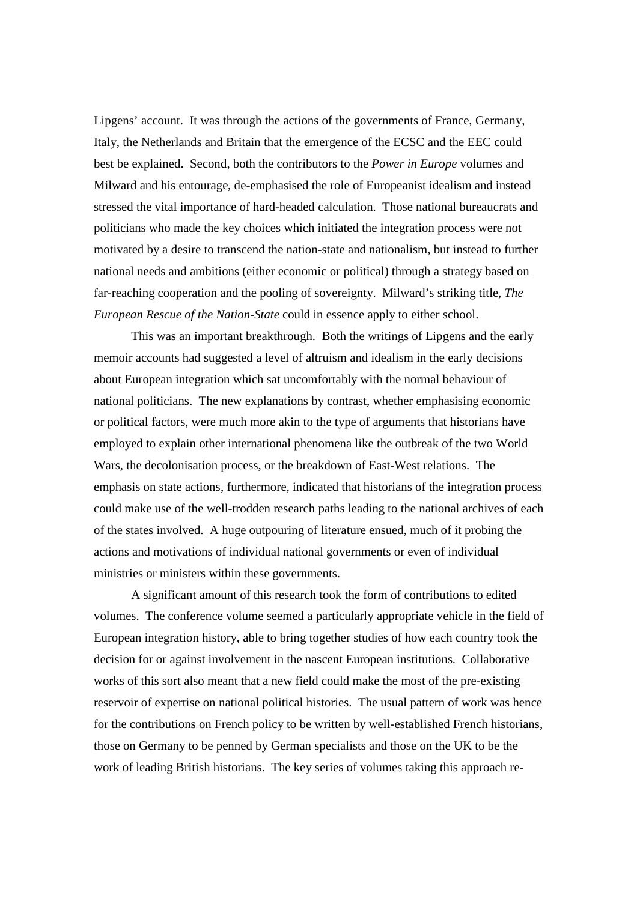Lipgens' account. It was through the actions of the governments of France, Germany, Italy, the Netherlands and Britain that the emergence of the ECSC and the EEC could best be explained. Second, both the contributors to the *Power in Europe* volumes and Milward and his entourage, de-emphasised the role of Europeanist idealism and instead stressed the vital importance of hard-headed calculation. Those national bureaucrats and politicians who made the key choices which initiated the integration process were not motivated by a desire to transcend the nation-state and nationalism, but instead to further national needs and ambitions (either economic or political) through a strategy based on far-reaching cooperation and the pooling of sovereignty. Milward's striking title, *The European Rescue of the Nation-State* could in essence apply to either school.

This was an important breakthrough. Both the writings of Lipgens and the early memoir accounts had suggested a level of altruism and idealism in the early decisions about European integration which sat uncomfortably with the normal behaviour of national politicians. The new explanations by contrast, whether emphasising economic or political factors, were much more akin to the type of arguments that historians have employed to explain other international phenomena like the outbreak of the two World Wars, the decolonisation process, or the breakdown of East-West relations. The emphasis on state actions, furthermore, indicated that historians of the integration process could make use of the well-trodden research paths leading to the national archives of each of the states involved. A huge outpouring of literature ensued, much of it probing the actions and motivations of individual national governments or even of individual ministries or ministers within these governments.

A significant amount of this research took the form of contributions to edited volumes. The conference volume seemed a particularly appropriate vehicle in the field of European integration history, able to bring together studies of how each country took the decision for or against involvement in the nascent European institutions. Collaborative works of this sort also meant that a new field could make the most of the pre-existing reservoir of expertise on national political histories. The usual pattern of work was hence for the contributions on French policy to be written by well-established French historians, those on Germany to be penned by German specialists and those on the UK to be the work of leading British historians. The key series of volumes taking this approach re-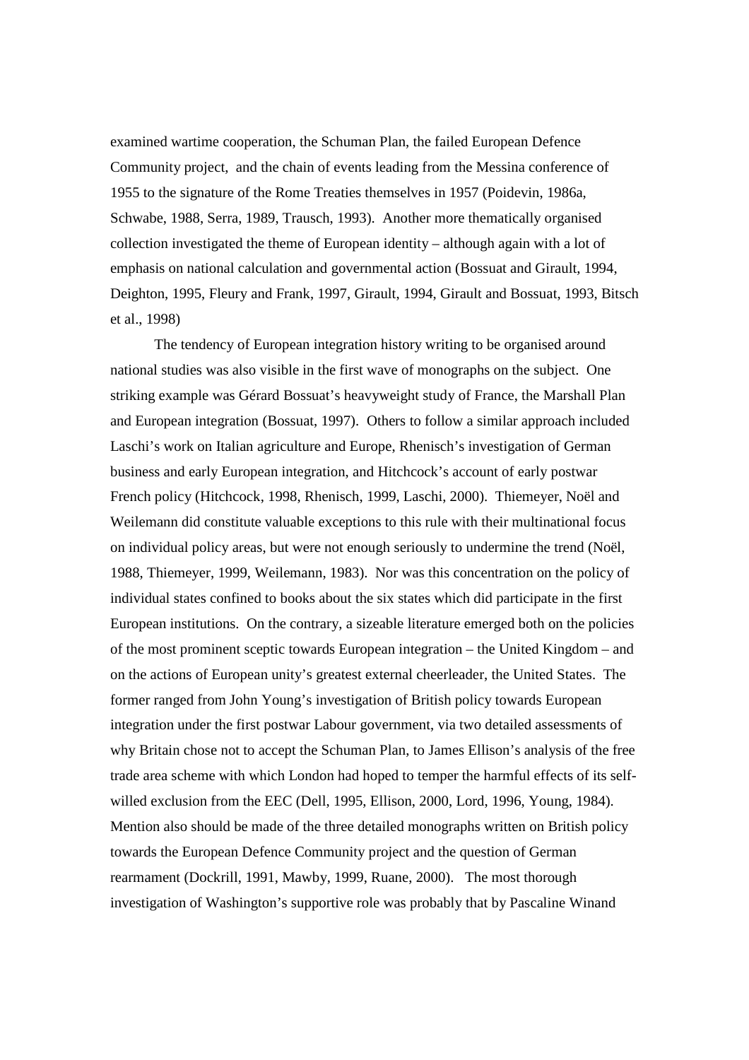examined wartime cooperation, the Schuman Plan, the failed European Defence Community project, and the chain of events leading from the Messina conference of 1955 to the signature of the Rome Treaties themselves in 1957 (Poidevin, 1986a, Schwabe, 1988, Serra, 1989, Trausch, 1993). Another more thematically organised collection investigated the theme of European identity – although again with a lot of emphasis on national calculation and governmental action (Bossuat and Girault, 1994, Deighton, 1995, Fleury and Frank, 1997, Girault, 1994, Girault and Bossuat, 1993, Bitsch et al., 1998)

The tendency of European integration history writing to be organised around national studies was also visible in the first wave of monographs on the subject. One striking example was Gérard Bossuat's heavyweight study of France, the Marshall Plan and European integration (Bossuat, 1997). Others to follow a similar approach included Laschi's work on Italian agriculture and Europe, Rhenisch's investigation of German business and early European integration, and Hitchcock's account of early postwar French policy (Hitchcock, 1998, Rhenisch, 1999, Laschi, 2000). Thiemeyer, Noël and Weilemann did constitute valuable exceptions to this rule with their multinational focus on individual policy areas, but were not enough seriously to undermine the trend (Noël, 1988, Thiemeyer, 1999, Weilemann, 1983). Nor was this concentration on the policy of individual states confined to books about the six states which did participate in the first European institutions. On the contrary, a sizeable literature emerged both on the policies of the most prominent sceptic towards European integration – the United Kingdom – and on the actions of European unity's greatest external cheerleader, the United States. The former ranged from John Young's investigation of British policy towards European integration under the first postwar Labour government, via two detailed assessments of why Britain chose not to accept the Schuman Plan, to James Ellison's analysis of the free trade area scheme with which London had hoped to temper the harmful effects of its self-willed exclusion from the EEC (Dell, 1995, Ellison, 2000, Lord, 1996, Young, 1984). Mention also should be made of the three detailed monographs written on British policy towards the European Defence Community project and the question of German rearmament (Dockrill, 1991, Mawby, 1999, Ruane, 2000). The most thorough investigation of Washington's supportive role was probably that by Pascaline Winand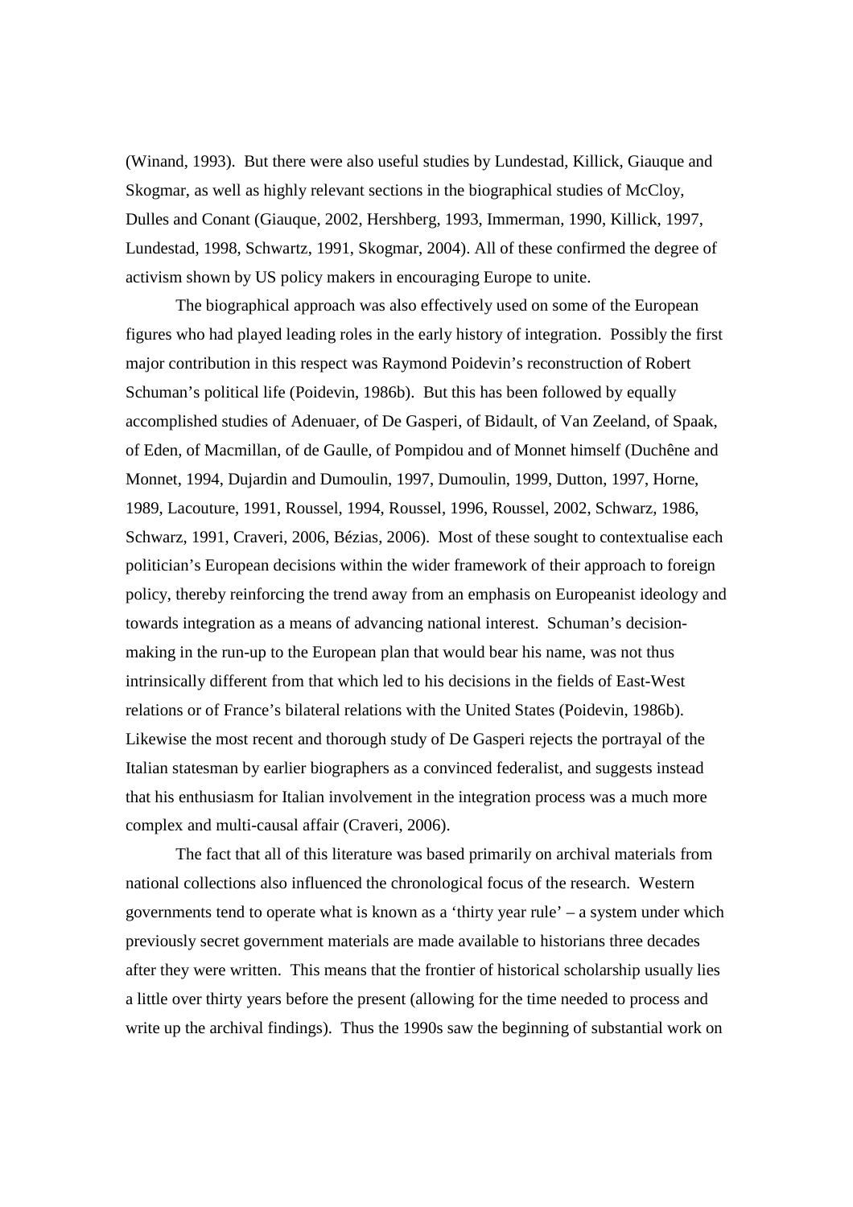(Winand, 1993). But there were also useful studies by Lundestad, Killick, Giauque and Skogmar, as well as highly relevant sections in the biographical studies of McCloy, Dulles and Conant (Giauque, 2002, Hershberg, 1993, Immerman, 1990, Killick, 1997, Lundestad, 1998, Schwartz, 1991, Skogmar, 2004). All of these confirmed the degree of activism shown by US policy makers in encouraging Europe to unite.

The biographical approach was also effectively used on some of the European figures who had played leading roles in the early history of integration. Possibly the first major contribution in this respect was Raymond Poidevin's reconstruction of Robert Schuman's political life (Poidevin, 1986b). But this has been followed by equally accomplished studies of Adenuaer, of De Gasperi, of Bidault, of Van Zeeland, of Spaak, of Eden, of Macmillan, of de Gaulle, of Pompidou and of Monnet himself (Duchêne and Monnet, 1994, Dujardin and Dumoulin, 1997, Dumoulin, 1999, Dutton, 1997, Horne, 1989, Lacouture, 1991, Roussel, 1994, Roussel, 1996, Roussel, 2002, Schwarz, 1986, Schwarz, 1991, Craveri, 2006, Bézias, 2006). Most of these sought to contextualise each politician's European decisions within the wider framework of their approach to foreign policy, thereby reinforcing the trend away from an emphasis on Europeanist ideology and towards integration as a means of advancing national interest. Schuman's decision-making in the run-up to the European plan that would bear his name, was not thus intrinsically different from that which led to his decisions in the fields of East-West relations or of France's bilateral relations with the United States (Poidevin, 1986b). Likewise the most recent and thorough study of De Gasperi rejects the portrayal of the Italian statesman by earlier biographers as a convinced federalist, and suggests instead that his enthusiasm for Italian involvement in the integration process was a much more complex and multi-causal affair (Craveri, 2006).

The fact that all of this literature was based primarily on archival materials from national collections also influenced the chronological focus of the research. Western governments tend to operate what is known as a 'thirty year rule' – a system under which previously secret government materials are made available to historians three decades after they were written. This means that the frontier of historical scholarship usually lies a little over thirty years before the present (allowing for the time needed to process and write up the archival findings). Thus the 1990s saw the beginning of substantial work on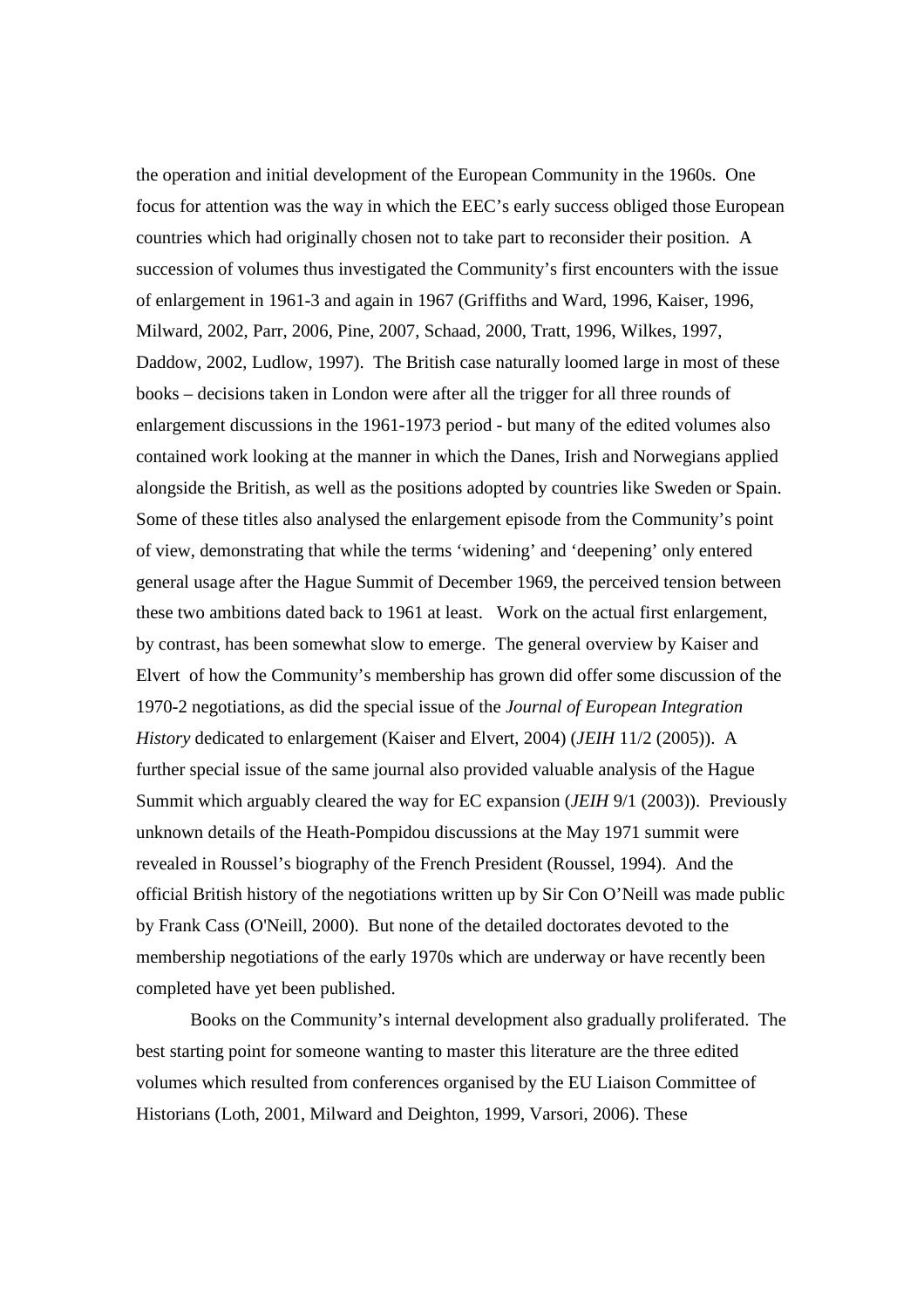the operation and initial development of the European Community in the 1960s. One focus for attention was the way in which the EEC's early success obliged those European countries which had originally chosen not to take part to reconsider their position. A succession of volumes thus investigated the Community's first encounters with the issue of enlargement in 1961-3 and again in 1967 (Griffiths and Ward, 1996, Kaiser, 1996, Milward, 2002, Parr, 2006, Pine, 2007, Schaad, 2000, Tratt, 1996, Wilkes, 1997, Daddow, 2002, Ludlow, 1997). The British case naturally loomed large in most of these books – decisions taken in London were after all the trigger for all three rounds of enlargement discussions in the 1961-1973 period - but many of the edited volumes also contained work looking at the manner in which the Danes, Irish and Norwegians applied alongside the British, as well as the positions adopted by countries like Sweden or Spain. Some of these titles also analysed the enlargement episode from the Community's point of view, demonstrating that while the terms 'widening' and 'deepening' only entered general usage after the Hague Summit of December 1969, the perceived tension between these two ambitions dated back to 1961 at least. Work on the actual first enlargement, by contrast, has been somewhat slow to emerge. The general overview by Kaiser and Elvert of how the Community's membership has grown did offer some discussion of the 1970-2 negotiations, as did the special issue of the *Journal of European Integration History* dedicated to enlargement (Kaiser and Elvert, 2004) (*JEIH* 11/2 (2005)). A further special issue of the same journal also provided valuable analysis of the Hague Summit which arguably cleared the way for EC expansion (*JEIH* 9/1 (2003)). Previously unknown details of the Heath-Pompidou discussions at the May 1971 summit were revealed in Roussel's biography of the French President (Roussel, 1994). And the official British history of the negotiations written up by Sir Con O'Neill was made public by Frank Cass (O'Neill, 2000). But none of the detailed doctorates devoted to the membership negotiations of the early 1970s which are underway or have recently been completed have yet been published.

Books on the Community's internal development also gradually proliferated. The best starting point for someone wanting to master this literature are the three edited volumes which resulted from conferences organised by the EU Liaison Committee of Historians (Loth, 2001, Milward and Deighton, 1999, Varsori, 2006). These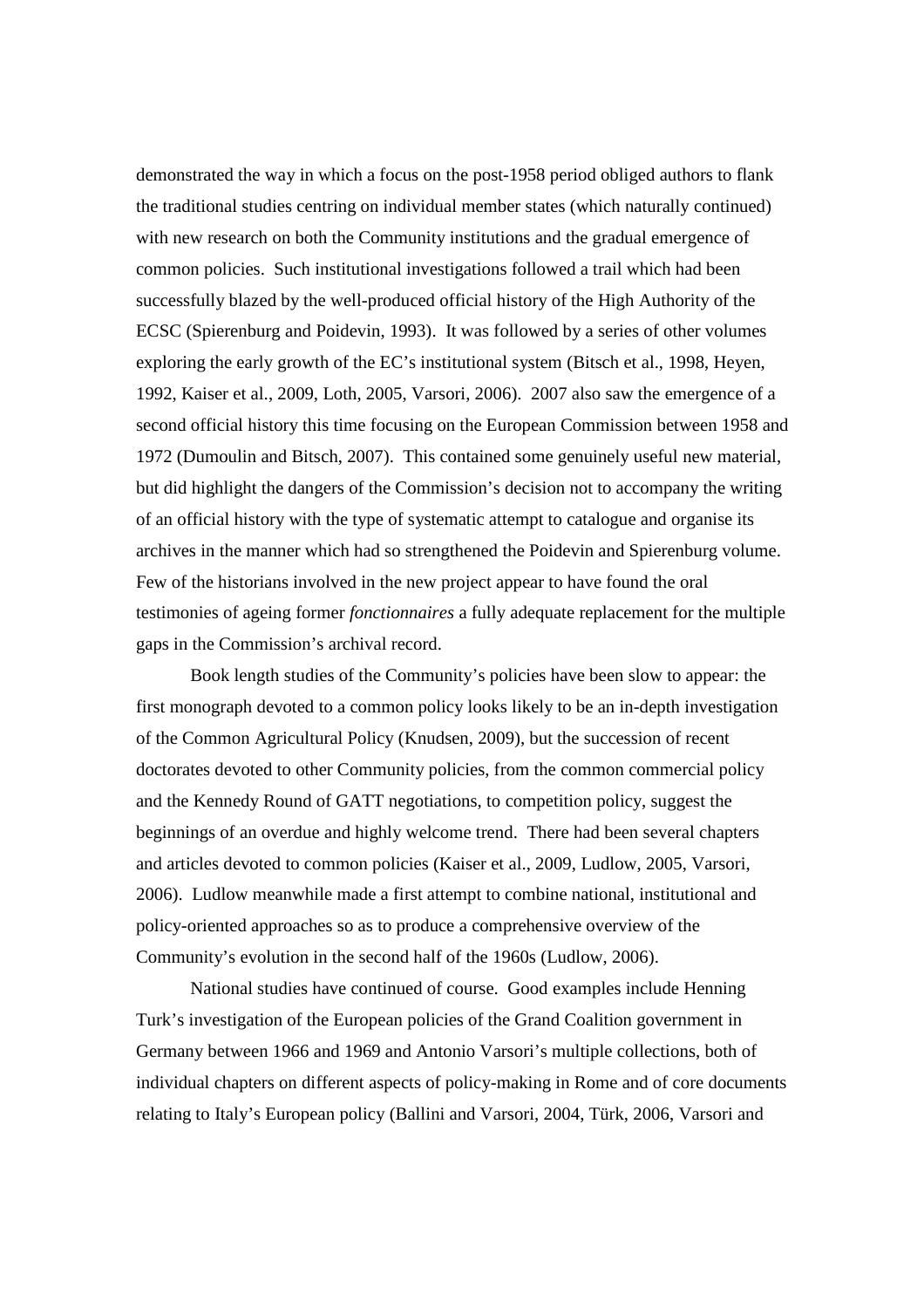demonstrated the way in which a focus on the post-1958 period obliged authors to flank the traditional studies centring on individual member states (which naturally continued) with new research on both the Community institutions and the gradual emergence of common policies. Such institutional investigations followed a trail which had been successfully blazed by the well-produced official history of the High Authority of the ECSC (Spierenburg and Poidevin, 1993). It was followed by a series of other volumes exploring the early growth of the EC's institutional system (Bitsch et al., 1998, Heyen, 1992, Kaiser et al., 2009, Loth, 2005, Varsori, 2006). 2007 also saw the emergence of a second official history this time focusing on the European Commission between 1958 and 1972 (Dumoulin and Bitsch, 2007). This contained some genuinely useful new material, but did highlight the dangers of the Commission's decision not to accompany the writing of an official history with the type of systematic attempt to catalogue and organise its archives in the manner which had so strengthened the Poidevin and Spierenburg volume. Few of the historians involved in the new project appear to have found the oral testimonies of ageing former *fonctionnaires* a fully adequate replacement for the multiple gaps in the Commission's archival record.

Book length studies of the Community's policies have been slow to appear: the first monograph devoted to a common policy looks likely to be an in-depth investigation of the Common Agricultural Policy (Knudsen, 2009), but the succession of recent doctorates devoted to other Community policies, from the common commercial policy and the Kennedy Round of GATT negotiations, to competition policy, suggest the beginnings of an overdue and highly welcome trend. There had been several chapters and articles devoted to common policies (Kaiser et al., 2009, Ludlow, 2005, Varsori, 2006). Ludlow meanwhile made a first attempt to combine national, institutional and policy-oriented approaches so as to produce a comprehensive overview of the Community's evolution in the second half of the 1960s (Ludlow, 2006).

National studies have continued of course. Good examples include Henning Turk's investigation of the European policies of the Grand Coalition government in Germany between 1966 and 1969 and Antonio Varsori's multiple collections, both of individual chapters on different aspects of policy-making in Rome and of core documents relating to Italy's European policy (Ballini and Varsori, 2004, Türk, 2006, Varsori and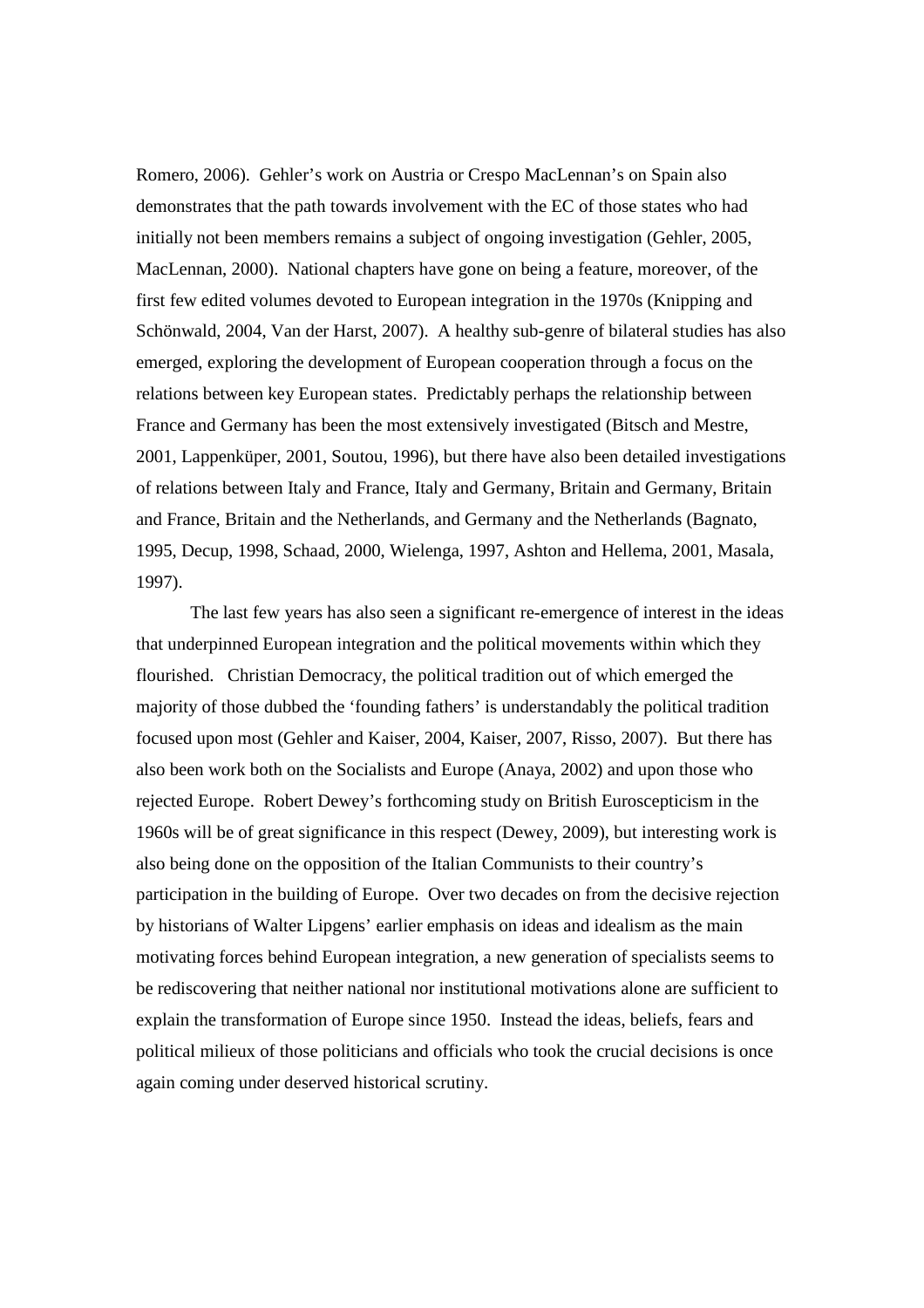Romero, 2006). Gehler's work on Austria or Crespo MacLennan's on Spain also demonstrates that the path towards involvement with the EC of those states who had initially not been members remains a subject of ongoing investigation (Gehler, 2005, MacLennan, 2000). National chapters have gone on being a feature, moreover, of the first few edited volumes devoted to European integration in the 1970s (Knipping and Schönwald, 2004, Van der Harst, 2007). A healthy sub-genre of bilateral studies has also emerged, exploring the development of European cooperation through a focus on the relations between key European states. Predictably perhaps the relationship between France and Germany has been the most extensively investigated (Bitsch and Mestre, 2001, Lappenküper, 2001, Soutou, 1996), but there have also been detailed investigations of relations between Italy and France, Italy and Germany, Britain and Germany, Britain and France, Britain and the Netherlands, and Germany and the Netherlands (Bagnato, 1995, Decup, 1998, Schaad, 2000, Wielenga, 1997, Ashton and Hellema, 2001, Masala, 1997).

The last few years has also seen a significant re-emergence of interest in the ideas that underpinned European integration and the political movements within which they flourished. Christian Democracy, the political tradition out of which emerged the majority of those dubbed the 'founding fathers' is understandably the political tradition focused upon most (Gehler and Kaiser, 2004, Kaiser, 2007, Risso, 2007). But there has also been work both on the Socialists and Europe (Anaya, 2002) and upon those who rejected Europe. Robert Dewey's forthcoming study on British Euroscepticism in the 1960s will be of great significance in this respect (Dewey, 2009), but interesting work is also being done on the opposition of the Italian Communists to their country's participation in the building of Europe. Over two decades on from the decisive rejection by historians of Walter Lipgens' earlier emphasis on ideas and idealism as the main motivating forces behind European integration, a new generation of specialists seems to be rediscovering that neither national nor institutional motivations alone are sufficient to explain the transformation of Europe since 1950. Instead the ideas, beliefs, fears and political milieux of those politicians and officials who took the crucial decisions is once again coming under deserved historical scrutiny.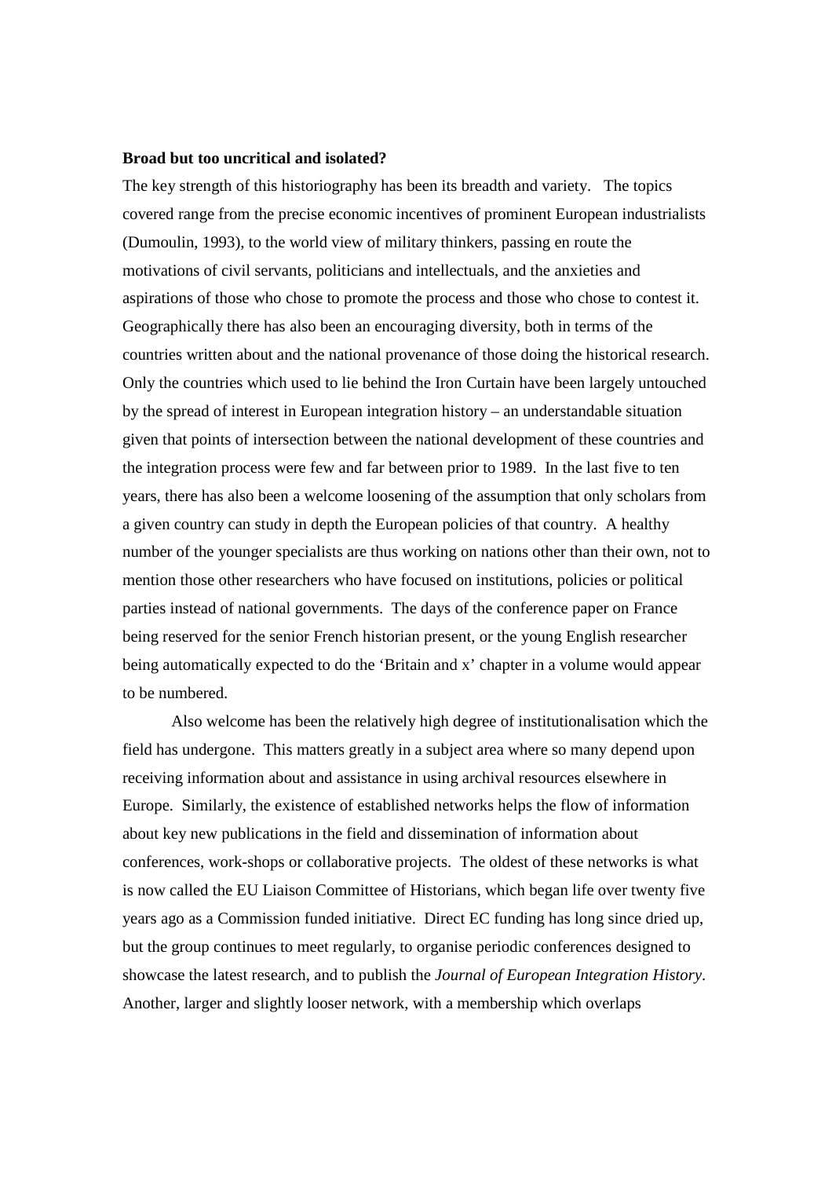**Broad but too uncritical and isolated?**

The key strength of this historiography has been its breadth and variety. The topics covered range from the precise economic incentives of prominent European industrialists (Dumoulin, 1993), to the world view of military thinkers, passing en route the motivations of civil servants, politicians and intellectuals, and the anxieties and aspirations of those who chose to promote the process and those who chose to contest it. Geographically there has also been an encouraging diversity, both in terms of the countries written about and the national provenance of those doing the historical research. Only the countries which used to lie behind the Iron Curtain have been largely untouched by the spread of interest in European integration history – an understandable situation given that points of intersection between the national development of these countries and the integration process were few and far between prior to 1989. In the last five to ten years, there has also been a welcome loosening of the assumption that only scholars from a given country can study in depth the European policies of that country. A healthy number of the younger specialists are thus working on nations other than their own, not to mention those other researchers who have focused on institutions, policies or political parties instead of national governments. The days of the conference paper on France being reserved for the senior French historian present, or the young English researcher being automatically expected to do the 'Britain and x' chapter in a volume would appear to be numbered.

Also welcome has been the relatively high degree of institutionalisation which the field has undergone. This matters greatly in a subject area where so many depend upon receiving information about and assistance in using archival resources elsewhere in Europe. Similarly, the existence of established networks helps the flow of information about key new publications in the field and dissemination of information about conferences, work-shops or collaborative projects. The oldest of these networks is what is now called the EU Liaison Committee of Historians, which began life over twenty five years ago as a Commission funded initiative. Direct EC funding has long since dried up, but the group continues to meet regularly, to organise periodic conferences designed to showcase the latest research, and to publish the *Journal of European Integration History*. Another, larger and slightly looser network, with a membership which overlaps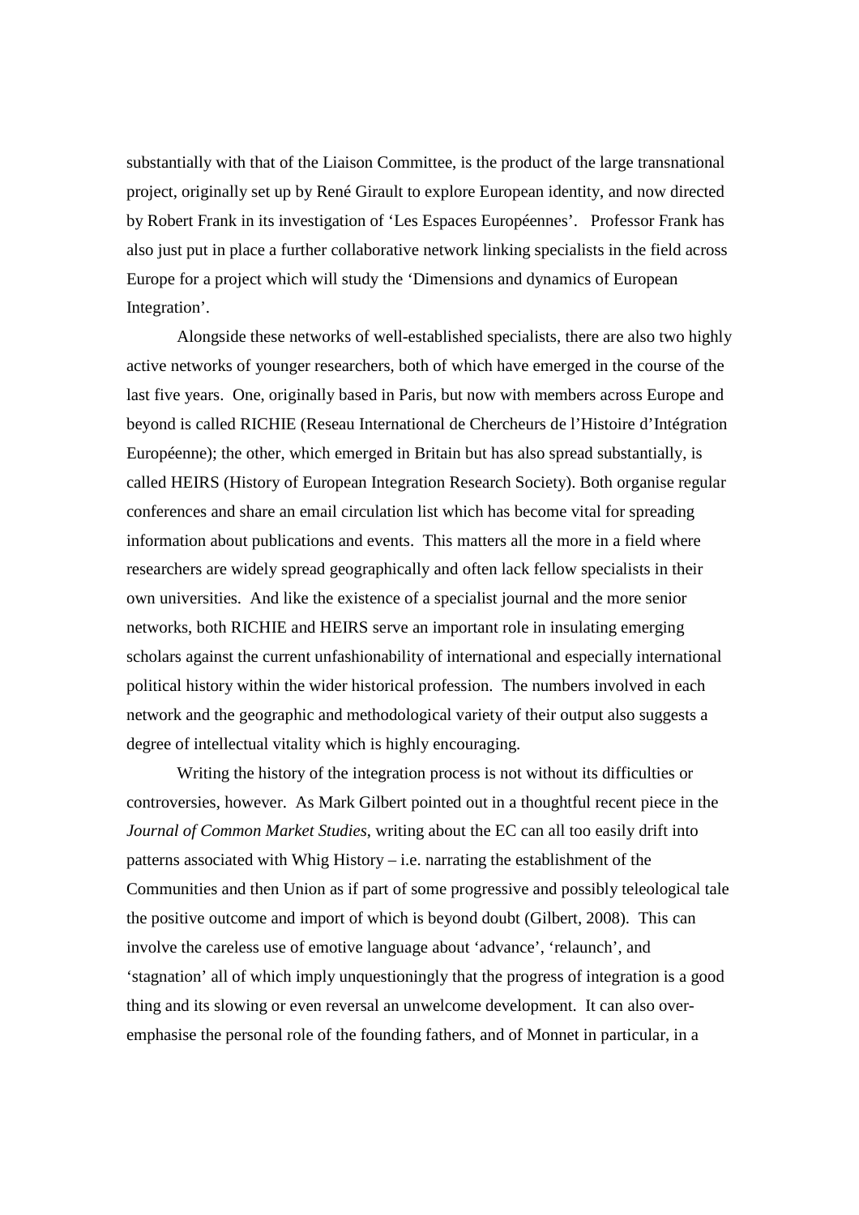substantially with that of the Liaison Committee, is the product of the large transnational project, originally set up by René Girault to explore European identity, and now directed by Robert Frank in its investigation of 'Les Espaces Européennes'. Professor Frank has also just put in place a further collaborative network linking specialists in the field across Europe for a project which will study the 'Dimensions and dynamics of European Integration'.

Alongside these networks of well-established specialists, there are also two highly active networks of younger researchers, both of which have emerged in the course of the last five years. One, originally based in Paris, but now with members across Europe and beyond is called RICHIE (Reseau International de Chercheurs de l'Histoire d'Intégration Européenne); the other, which emerged in Britain but has also spread substantially, is called HEIRS (History of European Integration Research Society). Both organise regular conferences and share an email circulation list which has become vital for spreading information about publications and events. This matters all the more in a field where researchers are widely spread geographically and often lack fellow specialists in their own universities. And like the existence of a specialist journal and the more senior networks, both RICHIE and HEIRS serve an important role in insulating emerging scholars against the current unfashionability of international and especially international political history within the wider historical profession. The numbers involved in each network and the geographic and methodological variety of their output also suggests a degree of intellectual vitality which is highly encouraging.

Writing the history of the integration process is not without its difficulties or controversies, however. As Mark Gilbert pointed out in a thoughtful recent piece in the *Journal of Common Market Studies*, writing about the EC can all too easily drift into patterns associated with Whig History – i.e. narrating the establishment of the Communities and then Union as if part of some progressive and possibly teleological tale the positive outcome and import of which is beyond doubt (Gilbert, 2008). This can involve the careless use of emotive language about 'advance', 'relaunch', and 'stagnation' all of which imply unquestioningly that the progress of integration is a good thing and its slowing or even reversal an unwelcome development. It can also over-emphasise the personal role of the founding fathers, and of Monnet in particular, in a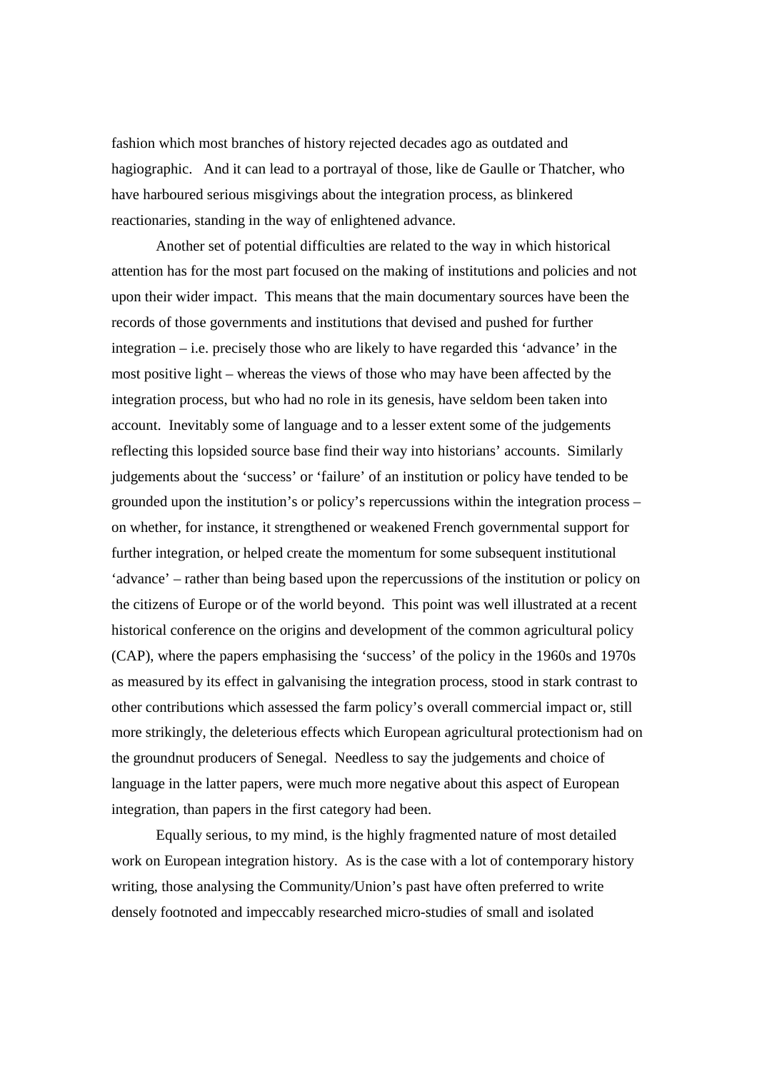fashion which most branches of history rejected decades ago as outdated and hagiographic. And it can lead to a portrayal of those, like de Gaulle or Thatcher, who have harboured serious misgivings about the integration process, as blinkered reactionaries, standing in the way of enlightened advance.

Another set of potential difficulties are related to the way in which historical attention has for the most part focused on the making of institutions and policies and not upon their wider impact. This means that the main documentary sources have been the records of those governments and institutions that devised and pushed for further integration – i.e. precisely those who are likely to have regarded this 'advance' in the most positive light – whereas the views of those who may have been affected by the integration process, but who had no role in its genesis, have seldom been taken into account. Inevitably some of language and to a lesser extent some of the judgements reflecting this lopsided source base find their way into historians' accounts. Similarly judgements about the 'success' or 'failure' of an institution or policy have tended to be grounded upon the institution's or policy's repercussions within the integration process – on whether, for instance, it strengthened or weakened French governmental support for further integration, or helped create the momentum for some subsequent institutional 'advance' – rather than being based upon the repercussions of the institution or policy on the citizens of Europe or of the world beyond. This point was well illustrated at a recent historical conference on the origins and development of the common agricultural policy (CAP), where the papers emphasising the 'success' of the policy in the 1960s and 1970s as measured by its effect in galvanising the integration process, stood in stark contrast to other contributions which assessed the farm policy's overall commercial impact or, still more strikingly, the deleterious effects which European agricultural protectionism had on the groundnut producers of Senegal. Needless to say the judgements and choice of language in the latter papers, were much more negative about this aspect of European integration, than papers in the first category had been.

Equally serious, to my mind, is the highly fragmented nature of most detailed work on European integration history. As is the case with a lot of contemporary history writing, those analysing the Community/Union's past have often preferred to write densely footnoted and impeccably researched micro-studies of small and isolated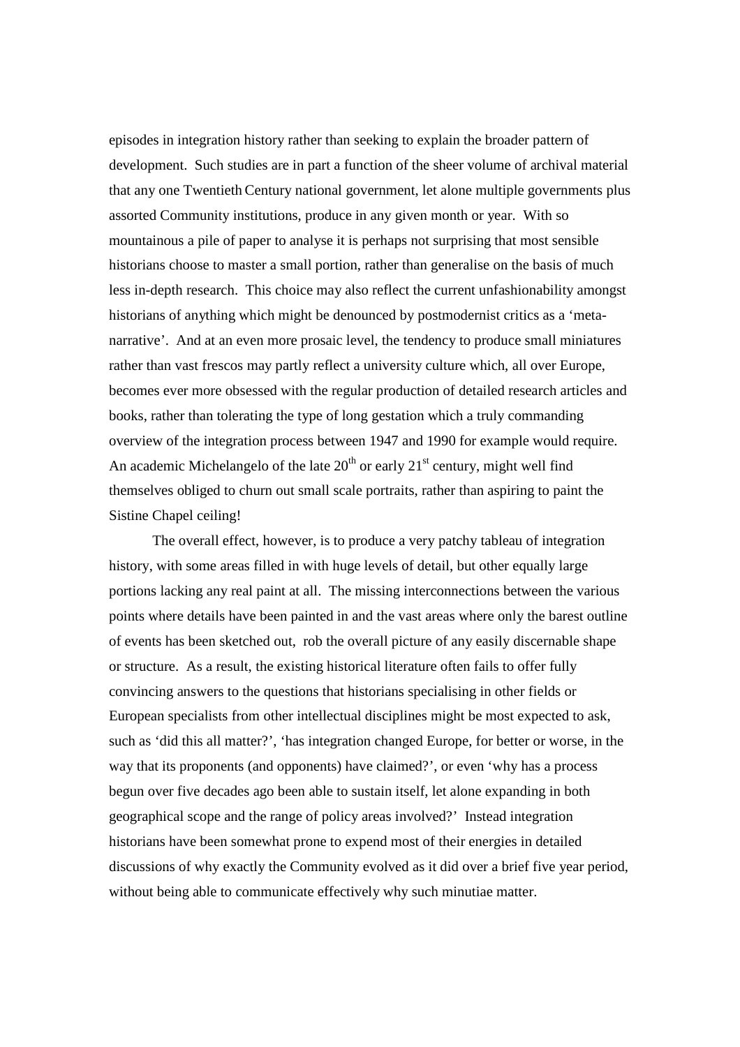episodes in integration history rather than seeking to explain the broader pattern of development. Such studies are in part a function of the sheer volume of archival material that any one Twentieth Century national government, let alone multiple governments plus assorted Community institutions, produce in any given month or year. With so mountainous a pile of paper to analyse it is perhaps not surprising that most sensible historians choose to master a small portion, rather than generalise on the basis of much less in-depth research. This choice may also reflect the current unfashionability amongst historians of anything which might be denounced by postmodernist critics as a 'meta-narrative'. And at an even more prosaic level, the tendency to produce small miniatures rather than vast frescos may partly reflect a university culture which, all over Europe, becomes ever more obsessed with the regular production of detailed research articles and books, rather than tolerating the type of long gestation which a truly commanding overview of the integration process between 1947 and 1990 for example would require. An academic Michelangelo of the late 20th or early 21st century, might well find themselves obliged to churn out small scale portraits, rather than aspiring to paint the Sistine Chapel ceiling!

The overall effect, however, is to produce a very patchy tableau of integration history, with some areas filled in with huge levels of detail, but other equally large portions lacking any real paint at all. The missing interconnections between the various points where details have been painted in and the vast areas where only the barest outline of events has been sketched out, rob the overall picture of any easily discernable shape or structure. As a result, the existing historical literature often fails to offer fully convincing answers to the questions that historians specialising in other fields or European specialists from other intellectual disciplines might be most expected to ask, such as 'did this all matter?', 'has integration changed Europe, for better or worse, in the way that its proponents (and opponents) have claimed?', or even 'why has a process begun over five decades ago been able to sustain itself, let alone expanding in both geographical scope and the range of policy areas involved?' Instead integration historians have been somewhat prone to expend most of their energies in detailed discussions of why exactly the Community evolved as it did over a brief five year period, without being able to communicate effectively why such minutiae matter.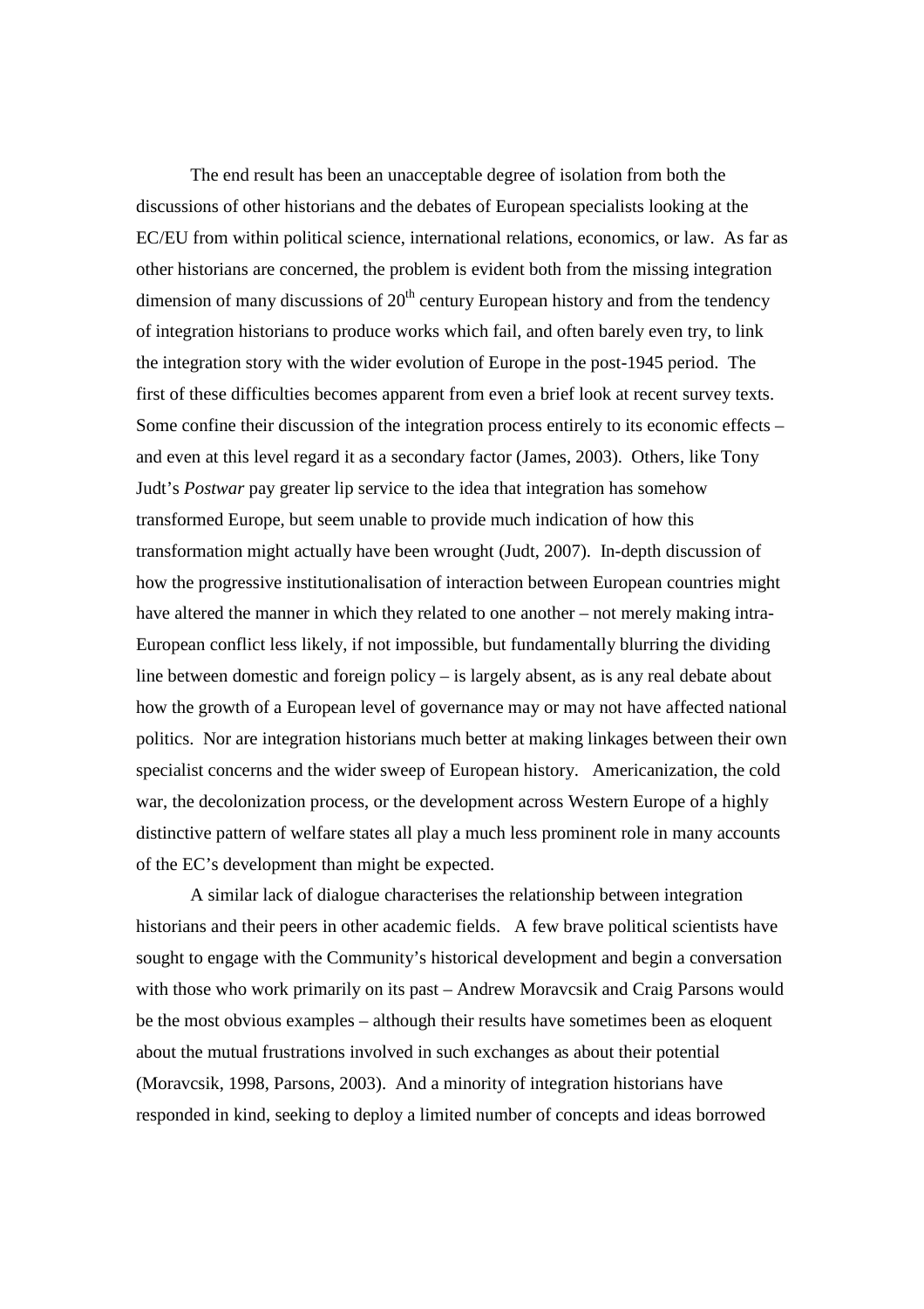The end result has been an unacceptable degree of isolation from both the discussions of other historians and the debates of European specialists looking at the EC/EU from within political science, international relations, economics, or law. As far as other historians are concerned, the problem is evident both from the missing integration dimension of many discussions of 20th century European history and from the tendency of integration historians to produce works which fail, and often barely even try, to link the integration story with the wider evolution of Europe in the post-1945 period. The first of these difficulties becomes apparent from even a brief look at recent survey texts. Some confine their discussion of the integration process entirely to its economic effects – and even at this level regard it as a secondary factor (James, 2003). Others, like Tony Judt's *Postwar* pay greater lip service to the idea that integration has somehow transformed Europe, but seem unable to provide much indication of how this transformation might actually have been wrought (Judt, 2007). In-depth discussion of how the progressive institutionalisation of interaction between European countries might have altered the manner in which they related to one another – not merely making intra-European conflict less likely, if not impossible, but fundamentally blurring the dividing line between domestic and foreign policy – is largely absent, as is any real debate about how the growth of a European level of governance may or may not have affected national politics. Nor are integration historians much better at making linkages between their own specialist concerns and the wider sweep of European history. Americanization, the cold war, the decolonization process, or the development across Western Europe of a highly distinctive pattern of welfare states all play a much less prominent role in many accounts of the EC's development than might be expected.

A similar lack of dialogue characterises the relationship between integration historians and their peers in other academic fields. A few brave political scientists have sought to engage with the Community's historical development and begin a conversation with those who work primarily on its past – Andrew Moravcsik and Craig Parsons would be the most obvious examples – although their results have sometimes been as eloquent about the mutual frustrations involved in such exchanges as about their potential (Moravcsik, 1998, Parsons, 2003). And a minority of integration historians have responded in kind, seeking to deploy a limited number of concepts and ideas borrowed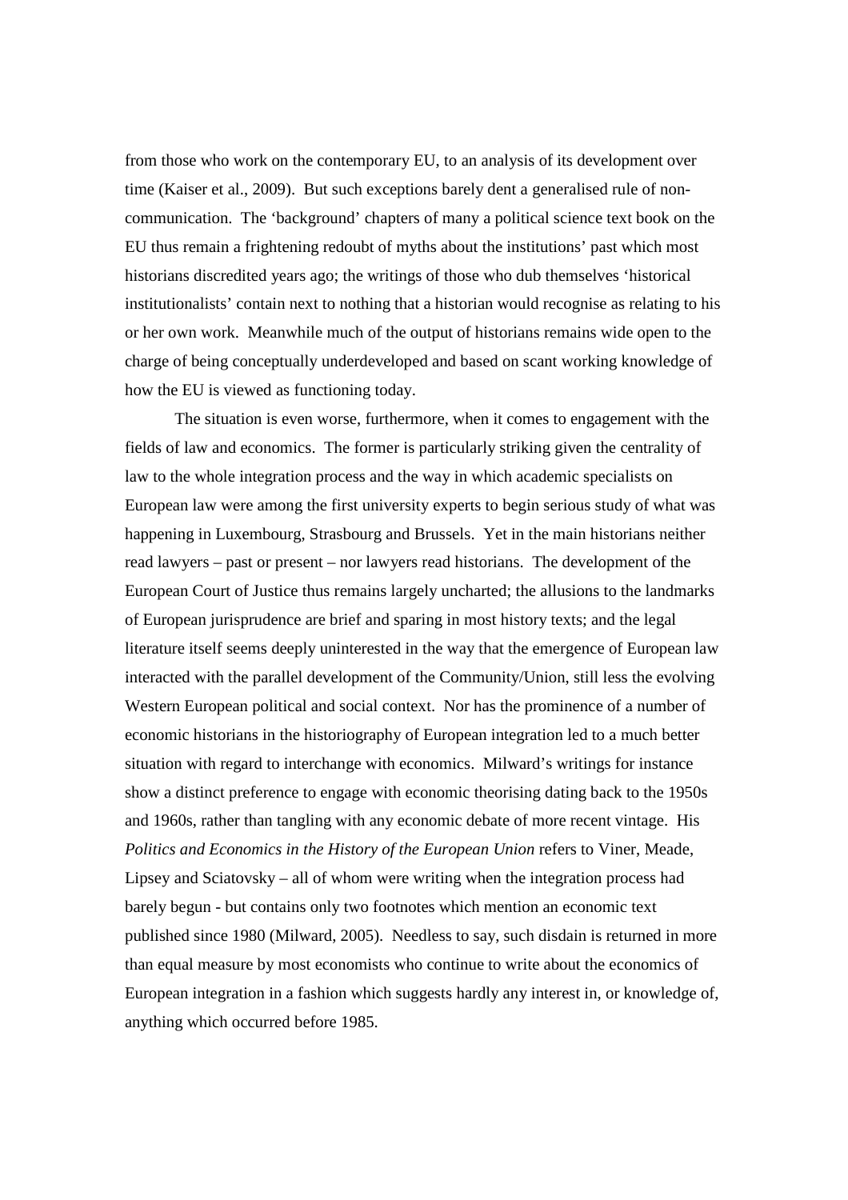from those who work on the contemporary EU, to an analysis of its development over time (Kaiser et al., 2009). But such exceptions barely dent a generalised rule of non-communication. The 'background' chapters of many a political science text book on the EU thus remain a frightening redoubt of myths about the institutions' past which most historians discredited years ago; the writings of those who dub themselves 'historical institutionalists' contain next to nothing that a historian would recognise as relating to his or her own work. Meanwhile much of the output of historians remains wide open to the charge of being conceptually underdeveloped and based on scant working knowledge of how the EU is viewed as functioning today.

The situation is even worse, furthermore, when it comes to engagement with the fields of law and economics. The former is particularly striking given the centrality of law to the whole integration process and the way in which academic specialists on European law were among the first university experts to begin serious study of what was happening in Luxembourg, Strasbourg and Brussels. Yet in the main historians neither read lawyers – past or present – nor lawyers read historians. The development of the European Court of Justice thus remains largely uncharted; the allusions to the landmarks of European jurisprudence are brief and sparing in most history texts; and the legal literature itself seems deeply uninterested in the way that the emergence of European law interacted with the parallel development of the Community/Union, still less the evolving Western European political and social context. Nor has the prominence of a number of economic historians in the historiography of European integration led to a much better situation with regard to interchange with economics. Milward's writings for instance show a distinct preference to engage with economic theorising dating back to the 1950s and 1960s, rather than tangling with any economic debate of more recent vintage. His *Politics and Economics in the History of the European Union* refers to Viner, Meade, Lipsey and Sciatovsky – all of whom were writing when the integration process had barely begun - but contains only two footnotes which mention an economic text published since 1980 (Milward, 2005). Needless to say, such disdain is returned in more than equal measure by most economists who continue to write about the economics of European integration in a fashion which suggests hardly any interest in, or knowledge of, anything which occurred before 1985.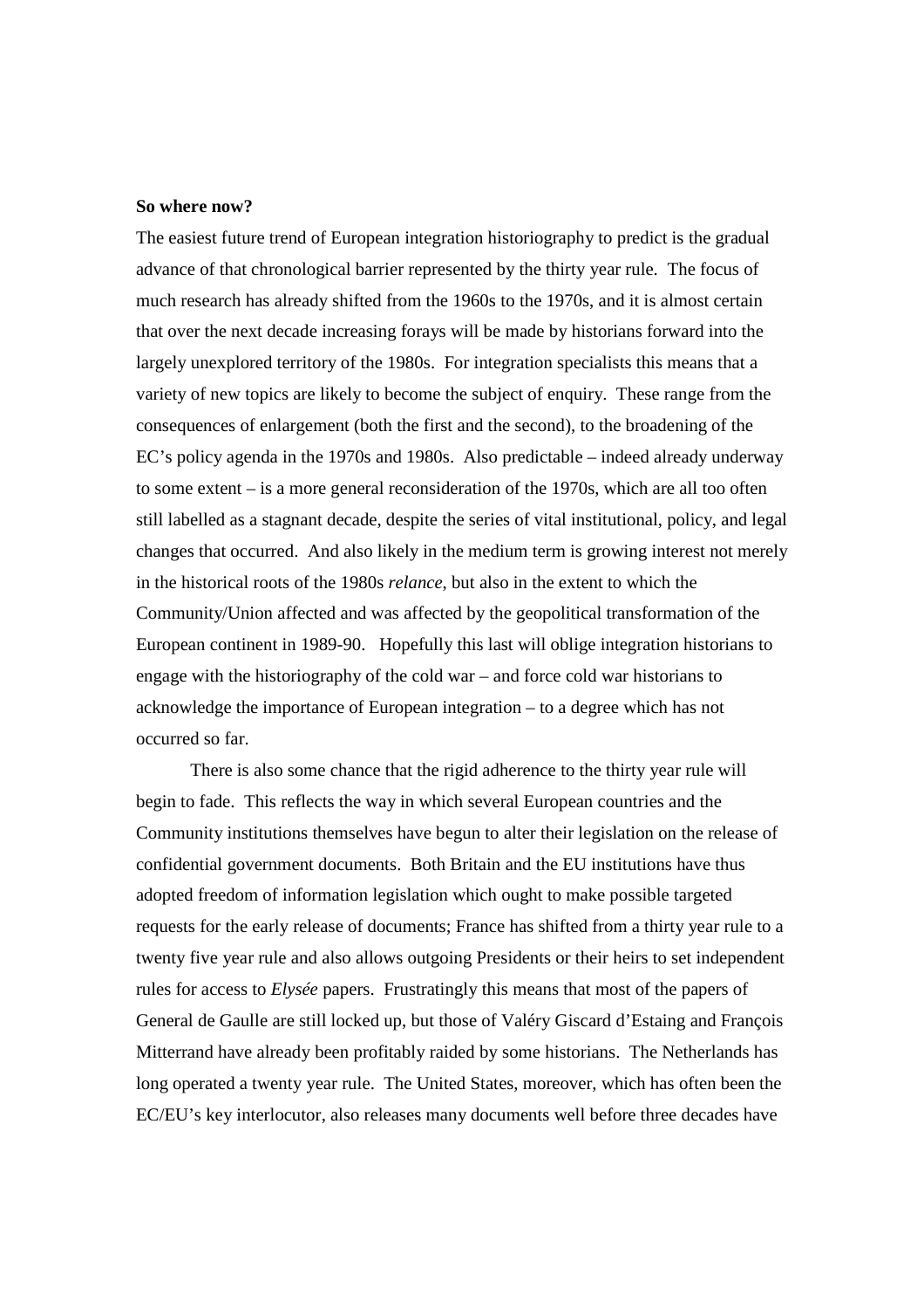**So where now?**

The easiest future trend of European integration historiography to predict is the gradual advance of that chronological barrier represented by the thirty year rule. The focus of much research has already shifted from the 1960s to the 1970s, and it is almost certain that over the next decade increasing forays will be made by historians forward into the largely unexplored territory of the 1980s. For integration specialists this means that a variety of new topics are likely to become the subject of enquiry. These range from the consequences of enlargement (both the first and the second), to the broadening of the EC's policy agenda in the 1970s and 1980s. Also predictable – indeed already underway to some extent – is a more general reconsideration of the 1970s, which are all too often still labelled as a stagnant decade, despite the series of vital institutional, policy, and legal changes that occurred. And also likely in the medium term is growing interest not merely in the historical roots of the 1980s *relance*, but also in the extent to which the Community/Union affected and was affected by the geopolitical transformation of the European continent in 1989-90. Hopefully this last will oblige integration historians to engage with the historiography of the cold war – and force cold war historians to acknowledge the importance of European integration – to a degree which has not occurred so far.

There is also some chance that the rigid adherence to the thirty year rule will begin to fade. This reflects the way in which several European countries and the Community institutions themselves have begun to alter their legislation on the release of confidential government documents. Both Britain and the EU institutions have thus adopted freedom of information legislation which ought to make possible targeted requests for the early release of documents; France has shifted from a thirty year rule to a twenty five year rule and also allows outgoing Presidents or their heirs to set independent rules for access to *Elysée* papers. Frustratingly this means that most of the papers of General de Gaulle are still locked up, but those of Valéry Giscard d'Estaing and François Mitterrand have already been profitably raided by some historians. The Netherlands has long operated a twenty year rule. The United States, moreover, which has often been the EC/EU's key interlocutor, also releases many documents well before three decades have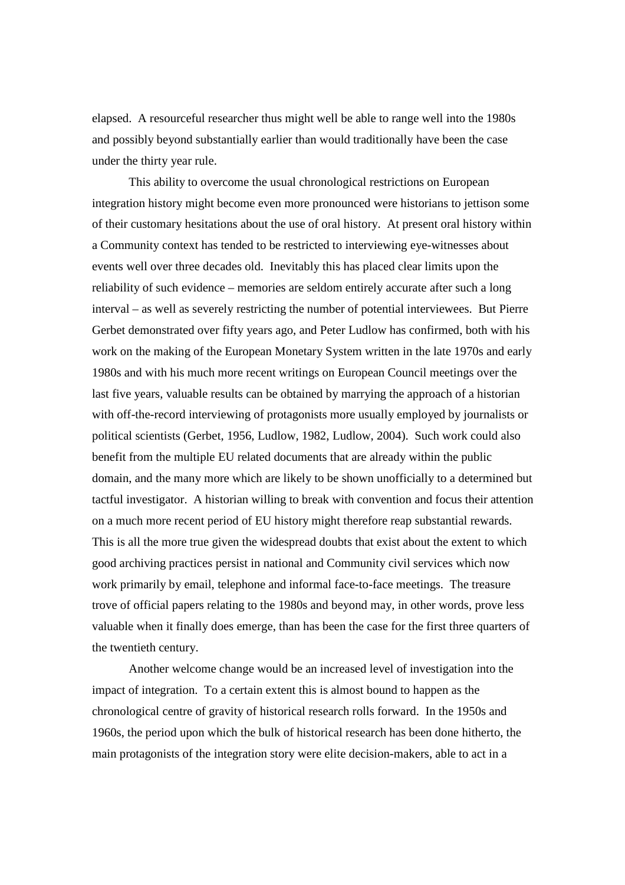elapsed. A resourceful researcher thus might well be able to range well into the 1980s and possibly beyond substantially earlier than would traditionally have been the case under the thirty year rule.

This ability to overcome the usual chronological restrictions on European integration history might become even more pronounced were historians to jettison some of their customary hesitations about the use of oral history. At present oral history within a Community context has tended to be restricted to interviewing eye-witnesses about events well over three decades old. Inevitably this has placed clear limits upon the reliability of such evidence – memories are seldom entirely accurate after such a long interval – as well as severely restricting the number of potential interviewees. But Pierre Gerbet demonstrated over fifty years ago, and Peter Ludlow has confirmed, both with his work on the making of the European Monetary System written in the late 1970s and early 1980s and with his much more recent writings on European Council meetings over the last five years, valuable results can be obtained by marrying the approach of a historian with off-the-record interviewing of protagonists more usually employed by journalists or political scientists (Gerbet, 1956, Ludlow, 1982, Ludlow, 2004). Such work could also benefit from the multiple EU related documents that are already within the public domain, and the many more which are likely to be shown unofficially to a determined but tactful investigator. A historian willing to break with convention and focus their attention on a much more recent period of EU history might therefore reap substantial rewards. This is all the more true given the widespread doubts that exist about the extent to which good archiving practices persist in national and Community civil services which now work primarily by email, telephone and informal face-to-face meetings. The treasure trove of official papers relating to the 1980s and beyond may, in other words, prove less valuable when it finally does emerge, than has been the case for the first three quarters of the twentieth century.

Another welcome change would be an increased level of investigation into the impact of integration. To a certain extent this is almost bound to happen as the chronological centre of gravity of historical research rolls forward. In the 1950s and 1960s, the period upon which the bulk of historical research has been done hitherto, the main protagonists of the integration story were elite decision-makers, able to act in a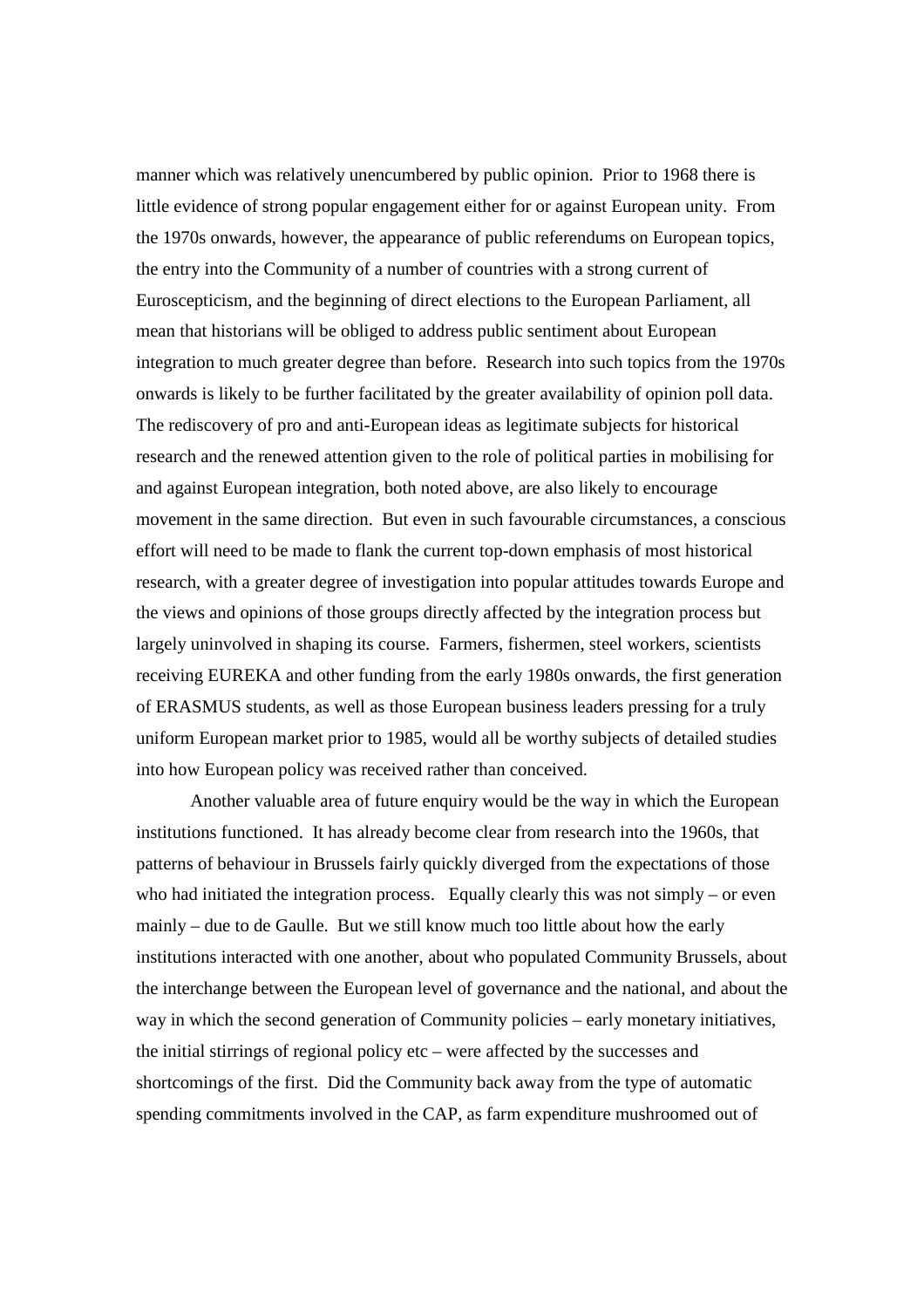manner which was relatively unencumbered by public opinion. Prior to 1968 there is little evidence of strong popular engagement either for or against European unity. From the 1970s onwards, however, the appearance of public referendums on European topics, the entry into the Community of a number of countries with a strong current of Euroscepticism, and the beginning of direct elections to the European Parliament, all mean that historians will be obliged to address public sentiment about European integration to much greater degree than before. Research into such topics from the 1970s onwards is likely to be further facilitated by the greater availability of opinion poll data. The rediscovery of pro and anti-European ideas as legitimate subjects for historical research and the renewed attention given to the role of political parties in mobilising for and against European integration, both noted above, are also likely to encourage movement in the same direction. But even in such favourable circumstances, a conscious effort will need to be made to flank the current top-down emphasis of most historical research, with a greater degree of investigation into popular attitudes towards Europe and the views and opinions of those groups directly affected by the integration process but largely uninvolved in shaping its course. Farmers, fishermen, steel workers, scientists receiving EUREKA and other funding from the early 1980s onwards, the first generation of ERASMUS students, as well as those European business leaders pressing for a truly uniform European market prior to 1985, would all be worthy subjects of detailed studies into how European policy was received rather than conceived.

Another valuable area of future enquiry would be the way in which the European institutions functioned. It has already become clear from research into the 1960s, that patterns of behaviour in Brussels fairly quickly diverged from the expectations of those who had initiated the integration process. Equally clearly this was not simply – or even mainly – due to de Gaulle. But we still know much too little about how the early institutions interacted with one another, about who populated Community Brussels, about the interchange between the European level of governance and the national, and about the way in which the second generation of Community policies – early monetary initiatives, the initial stirrings of regional policy etc – were affected by the successes and shortcomings of the first. Did the Community back away from the type of automatic spending commitments involved in the CAP, as farm expenditure mushroomed out of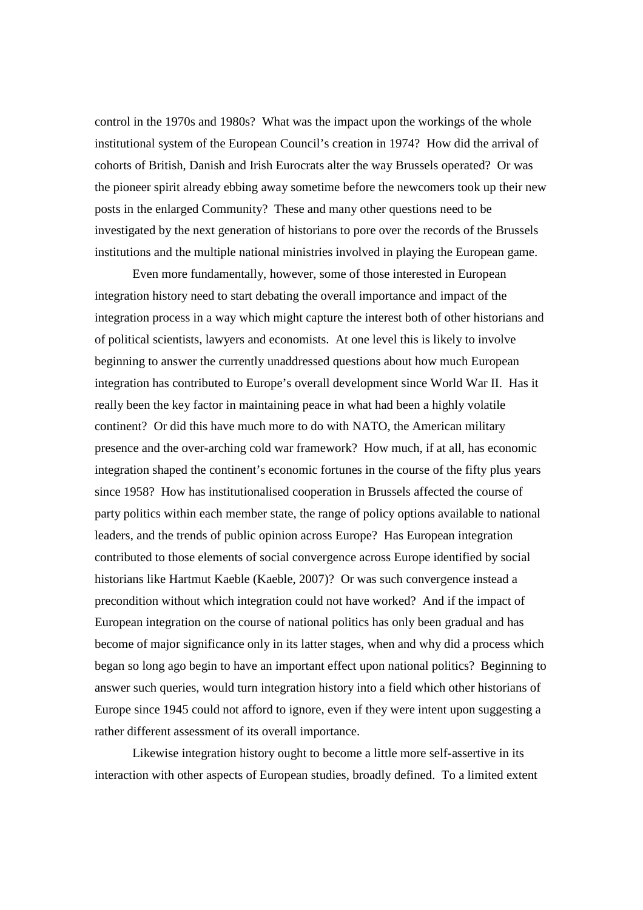control in the 1970s and 1980s? What was the impact upon the workings of the whole institutional system of the European Council's creation in 1974? How did the arrival of cohorts of British, Danish and Irish Eurocrats alter the way Brussels operated? Or was the pioneer spirit already ebbing away sometime before the newcomers took up their new posts in the enlarged Community? These and many other questions need to be investigated by the next generation of historians to pore over the records of the Brussels institutions and the multiple national ministries involved in playing the European game.

Even more fundamentally, however, some of those interested in European integration history need to start debating the overall importance and impact of the integration process in a way which might capture the interest both of other historians and of political scientists, lawyers and economists. At one level this is likely to involve beginning to answer the currently unaddressed questions about how much European integration has contributed to Europe's overall development since World War II. Has it really been the key factor in maintaining peace in what had been a highly volatile continent? Or did this have much more to do with NATO, the American military presence and the over-arching cold war framework? How much, if at all, has economic integration shaped the continent's economic fortunes in the course of the fifty plus years since 1958? How has institutionalised cooperation in Brussels affected the course of party politics within each member state, the range of policy options available to national leaders, and the trends of public opinion across Europe? Has European integration contributed to those elements of social convergence across Europe identified by social historians like Hartmut Kaeble (Kaeble, 2007)? Or was such convergence instead a precondition without which integration could not have worked? And if the impact of European integration on the course of national politics has only been gradual and has become of major significance only in its latter stages, when and why did a process which began so long ago begin to have an important effect upon national politics? Beginning to answer such queries, would turn integration history into a field which other historians of Europe since 1945 could not afford to ignore, even if they were intent upon suggesting a rather different assessment of its overall importance.

Likewise integration history ought to become a little more self-assertive in its interaction with other aspects of European studies, broadly defined. To a limited extent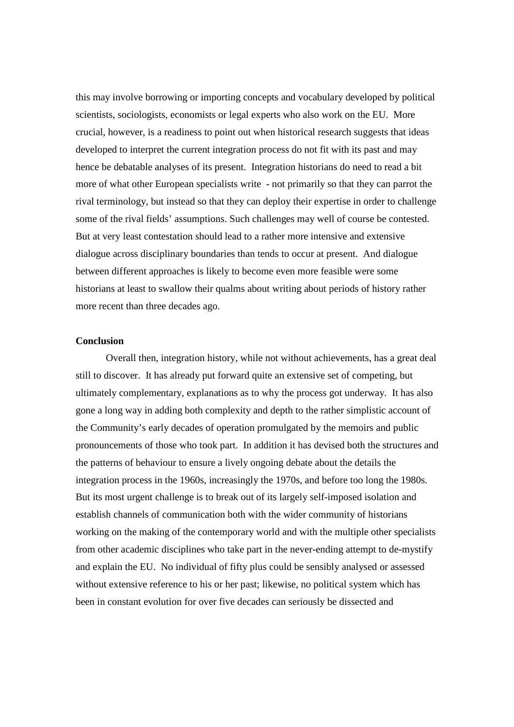this may involve borrowing or importing concepts and vocabulary developed by political scientists, sociologists, economists or legal experts who also work on the EU. More crucial, however, is a readiness to point out when historical research suggests that ideas developed to interpret the current integration process do not fit with its past and may hence be debatable analyses of its present. Integration historians do need to read a bit more of what other European specialists write - not primarily so that they can parrot the rival terminology, but instead so that they can deploy their expertise in order to challenge some of the rival fields' assumptions. Such challenges may well of course be contested. But at very least contestation should lead to a rather more intensive and extensive dialogue across disciplinary boundaries than tends to occur at present. And dialogue between different approaches is likely to become even more feasible were some historians at least to swallow their qualms about writing about periods of history rather more recent than three decades ago.

**Conclusion**

Overall then, integration history, while not without achievements, has a great deal still to discover. It has already put forward quite an extensive set of competing, but ultimately complementary, explanations as to why the process got underway. It has also gone a long way in adding both complexity and depth to the rather simplistic account of the Community's early decades of operation promulgated by the memoirs and public pronouncements of those who took part. In addition it has devised both the structures and the patterns of behaviour to ensure a lively ongoing debate about the details the integration process in the 1960s, increasingly the 1970s, and before too long the 1980s. But its most urgent challenge is to break out of its largely self-imposed isolation and establish channels of communication both with the wider community of historians working on the making of the contemporary world and with the multiple other specialists from other academic disciplines who take part in the never-ending attempt to de-mystify and explain the EU. No individual of fifty plus could be sensibly analysed or assessed without extensive reference to his or her past; likewise, no political system which has been in constant evolution for over five decades can seriously be dissected and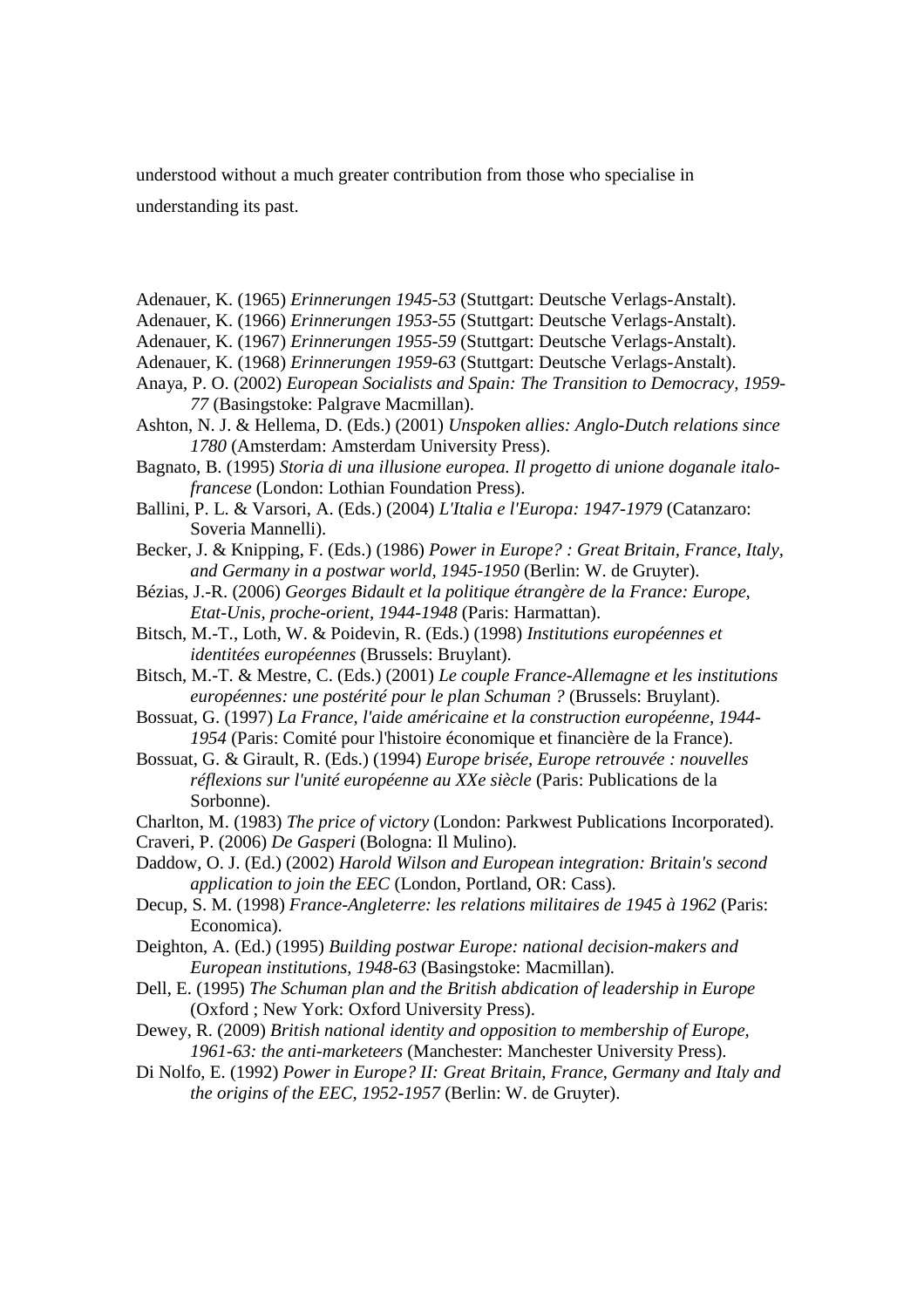understood without a much greater contribution from those who specialise in understanding its past.

Adenauer, K. (1965) *Erinnerungen 1945-53* (Stuttgart: Deutsche Verlags-Anstalt).

Adenauer, K. (1966) *Erinnerungen 1953-55* (Stuttgart: Deutsche Verlags-Anstalt).

Adenauer, K. (1967) *Erinnerungen 1955-59* (Stuttgart: Deutsche Verlags-Anstalt).

Adenauer, K. (1968) *Erinnerungen 1959-63* (Stuttgart: Deutsche Verlags-Anstalt).

Anaya, P. O. (2002) *European Socialists and Spain: The Transition to Democracy, 1959-77* (Basingstoke: Palgrave Macmillan).

Ashton, N. J. & Hellema, D. (Eds.) (2001) *Unspoken allies: Anglo-Dutch relations since 1780* (Amsterdam: Amsterdam University Press).

Bagnato, B. (1995) *Storia di una illusione europea. Il progetto di unione doganale italo-francese* (London: Lothian Foundation Press).

Ballini, P. L. & Varsori, A. (Eds.) (2004) *L'Italia e l'Europa: 1947-1979* (Catanzaro: Soveria Mannelli).

Becker, J. & Knipping, F. (Eds.) (1986) *Power in Europe? : Great Britain, France, Italy, and Germany in a postwar world, 1945-1950* (Berlin: W. de Gruyter).

Bézias, J.-R. (2006) *Georges Bidault et la politique étrangère de la France: Europe, Etat-Unis, proche-orient, 1944-1948* (Paris: Harmattan).

Bitsch, M.-T., Loth, W. & Poidevin, R. (Eds.) (1998) *Institutions européennes et identitées européennes* (Brussels: Bruylant).

Bitsch, M.-T. & Mestre, C. (Eds.) (2001) *Le couple France-Allemagne et les institutions européennes: une postérité pour le plan Schuman ?* (Brussels: Bruylant).

Bossuat, G. (1997) *La France, l'aide américaine et la construction européenne, 1944-1954* (Paris: Comité pour l'histoire économique et financière de la France).

Bossuat, G. & Girault, R. (Eds.) (1994) *Europe brisée, Europe retrouvée : nouvelles réflexions sur l'unité européenne au XXe siècle* (Paris: Publications de la Sorbonne).

Charlton, M. (1983) *The price of victory* (London: Parkwest Publications Incorporated).

Craveri, P. (2006) *De Gasperi* (Bologna: Il Mulino).

Daddow, O. J. (Ed.) (2002) *Harold Wilson and European integration: Britain's second application to join the EEC* (London, Portland, OR: Cass).

Decup, S. M. (1998) *France-Angleterre: les relations militaires de 1945 à 1962* (Paris: Economica).

Deighton, A. (Ed.) (1995) *Building postwar Europe: national decision-makers and European institutions, 1948-63* (Basingstoke: Macmillan).

Dell, E. (1995) *The Schuman plan and the British abdication of leadership in Europe* (Oxford ; New York: Oxford University Press).

Dewey, R. (2009) *British national identity and opposition to membership of Europe, 1961-63: the anti-marketeers* (Manchester: Manchester University Press).

Di Nolfo, E. (1992) *Power in Europe? II: Great Britain, France, Germany and Italy and the origins of the EEC, 1952-1957* (Berlin: W. de Gruyter).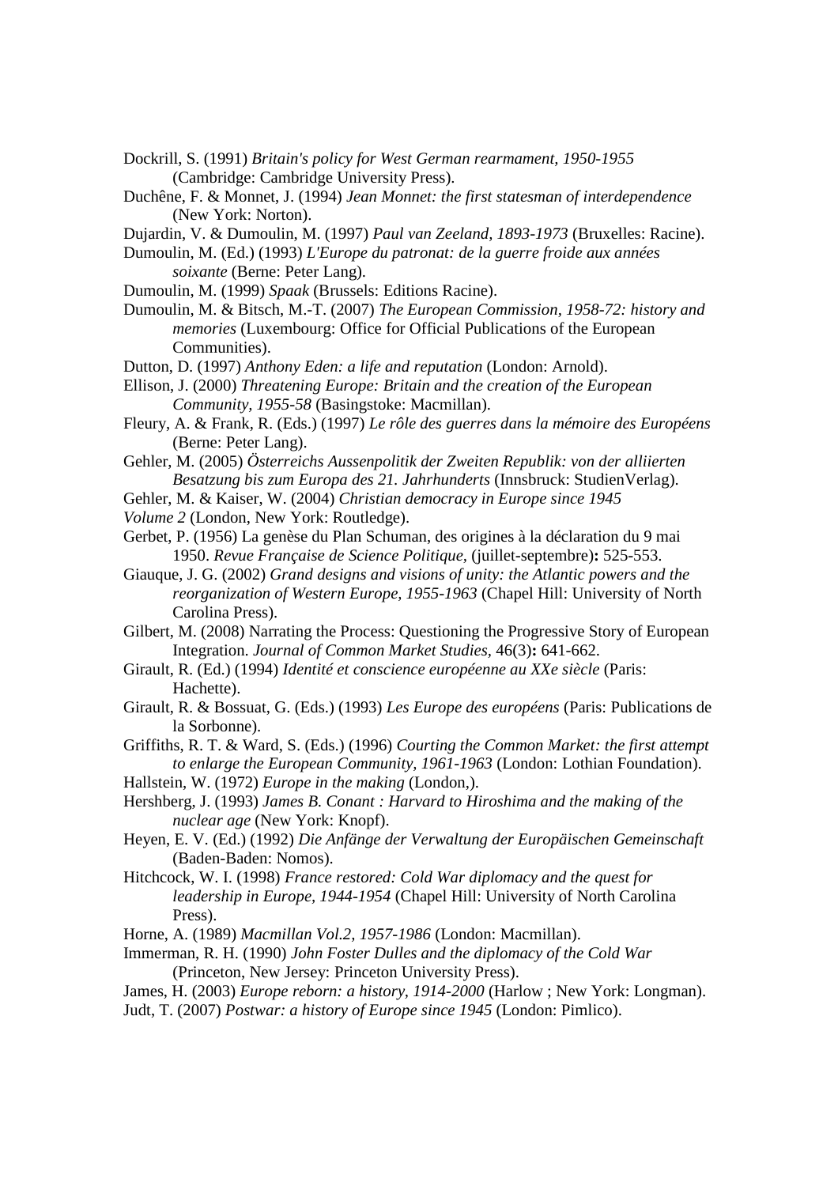Dockrill, S. (1991) *Britain's policy for West German rearmament, 1950-1955* (Cambridge: Cambridge University Press).

Duchêne, F. & Monnet, J. (1994) *Jean Monnet: the first statesman of interdependence* (New York: Norton).

Dujardin, V. & Dumoulin, M. (1997) *Paul van Zeeland, 1893-1973* (Bruxelles: Racine).

Dumoulin, M. (Ed.) (1993) *L'Europe du patronat: de la guerre froide aux années soixante* (Berne: Peter Lang).

Dumoulin, M. (1999) *Spaak* (Brussels: Editions Racine).

Dumoulin, M. & Bitsch, M.-T. (2007) *The European Commission, 1958-72: history and memories* (Luxembourg: Office for Official Publications of the European Communities).

Dutton, D. (1997) *Anthony Eden: a life and reputation* (London: Arnold).

Ellison, J. (2000) *Threatening Europe: Britain and the creation of the European Community, 1955-58* (Basingstoke: Macmillan).

Fleury, A. & Frank, R. (Eds.) (1997) *Le rôle des guerres dans la mémoire des Européens* (Berne: Peter Lang).

Gehler, M. (2005) *Österreichs Aussenpolitik der Zweiten Republik: von der alliierten Besatzung bis zum Europa des 21. Jahrhunderts* (Innsbruck: StudienVerlag).

Gehler, M. & Kaiser, W. (2004) *Christian democracy in Europe since 1945 Volume 2* (London, New York: Routledge).

Gerbet, P. (1956) La genèse du Plan Schuman, des origines à la déclaration du 9 mai 1950. *Revue Française de Science Politique*, (juillet-septembre)**:** 525-553.

Giauque, J. G. (2002) *Grand designs and visions of unity: the Atlantic powers and the reorganization of Western Europe, 1955-1963* (Chapel Hill: University of North Carolina Press).

Gilbert, M. (2008) Narrating the Process: Questioning the Progressive Story of European Integration. *Journal of Common Market Studies*, 46(3)**:** 641-662.

Girault, R. (Ed.) (1994) *Identité et conscience européenne au XXe siècle* (Paris: Hachette).

Girault, R. & Bossuat, G. (Eds.) (1993) *Les Europe des européens* (Paris: Publications de la Sorbonne).

Griffiths, R. T. & Ward, S. (Eds.) (1996) *Courting the Common Market: the first attempt to enlarge the European Community, 1961-1963* (London: Lothian Foundation).

Hallstein, W. (1972) *Europe in the making* (London,).

Hershberg, J. (1993) *James B. Conant : Harvard to Hiroshima and the making of the nuclear age* (New York: Knopf).

Heyen, E. V. (Ed.) (1992) *Die Anfänge der Verwaltung der Europäischen Gemeinschaft* (Baden-Baden: Nomos).

Hitchcock, W. I. (1998) *France restored: Cold War diplomacy and the quest for leadership in Europe, 1944-1954* (Chapel Hill: University of North Carolina Press).

Horne, A. (1989) *Macmillan Vol.2, 1957-1986* (London: Macmillan).

Immerman, R. H. (1990) *John Foster Dulles and the diplomacy of the Cold War* (Princeton, New Jersey: Princeton University Press).

James, H. (2003) *Europe reborn: a history, 1914-2000* (Harlow ; New York: Longman).

Judt, T. (2007) *Postwar: a history of Europe since 1945* (London: Pimlico).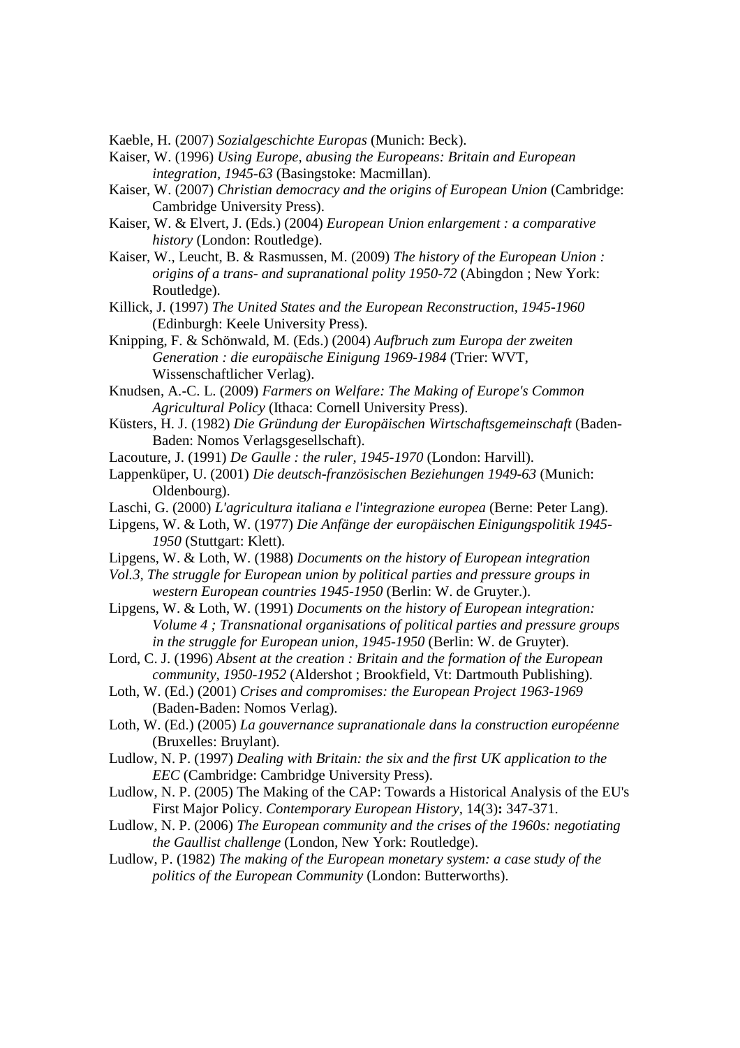Kaeble, H. (2007) *Sozialgeschichte Europas* (Munich: Beck).

Kaiser, W. (1996) *Using Europe, abusing the Europeans: Britain and European integration, 1945-63* (Basingstoke: Macmillan).

Kaiser, W. (2007) *Christian democracy and the origins of European Union* (Cambridge: Cambridge University Press).

Kaiser, W. & Elvert, J. (Eds.) (2004) *European Union enlargement : a comparative history* (London: Routledge).

Kaiser, W., Leucht, B. & Rasmussen, M. (2009) *The history of the European Union : origins of a trans- and supranational polity 1950-72* (Abingdon ; New York: Routledge).

Killick, J. (1997) *The United States and the European Reconstruction, 1945-1960* (Edinburgh: Keele University Press).

Knipping, F. & Schönwald, M. (Eds.) (2004) *Aufbruch zum Europa der zweiten Generation : die europäische Einigung 1969-1984* (Trier: WVT, Wissenschaftlicher Verlag).

Knudsen, A.-C. L. (2009) *Farmers on Welfare: The Making of Europe's Common Agricultural Policy* (Ithaca: Cornell University Press).

Küsters, H. J. (1982) *Die Gründung der Europäischen Wirtschaftsgemeinschaft* (Baden-Baden: Nomos Verlagsgesellschaft).

Lacouture, J. (1991) *De Gaulle : the ruler, 1945-1970* (London: Harvill).

Lappenküper, U. (2001) *Die deutsch-französischen Beziehungen 1949-63* (Munich: Oldenbourg).

Laschi, G. (2000) *L'agricultura italiana e l'integrazione europea* (Berne: Peter Lang).

Lipgens, W. & Loth, W. (1977) *Die Anfänge der europäischen Einigungspolitik 1945-1950* (Stuttgart: Klett).

Lipgens, W. & Loth, W. (1988) *Documents on the history of European integration Vol.3, The struggle for European union by political parties and pressure groups in western European countries 1945-1950* (Berlin: W. de Gruyter.).

Lipgens, W. & Loth, W. (1991) *Documents on the history of European integration: Volume 4 ; Transnational organisations of political parties and pressure groups in the struggle for European union, 1945-1950* (Berlin: W. de Gruyter).

Lord, C. J. (1996) *Absent at the creation : Britain and the formation of the European community, 1950-1952* (Aldershot ; Brookfield, Vt: Dartmouth Publishing).

Loth, W. (Ed.) (2001) *Crises and compromises: the European Project 1963-1969* (Baden-Baden: Nomos Verlag).

Loth, W. (Ed.) (2005) *La gouvernance supranationale dans la construction européenne* (Bruxelles: Bruylant).

Ludlow, N. P. (1997) *Dealing with Britain: the six and the first UK application to the EEC* (Cambridge: Cambridge University Press).

Ludlow, N. P. (2005) The Making of the CAP: Towards a Historical Analysis of the EU's First Major Policy. *Contemporary European History*, 14(3)**:** 347-371.

Ludlow, N. P. (2006) *The European community and the crises of the 1960s: negotiating the Gaullist challenge* (London, New York: Routledge).

Ludlow, P. (1982) *The making of the European monetary system: a case study of the politics of the European Community* (London: Butterworths).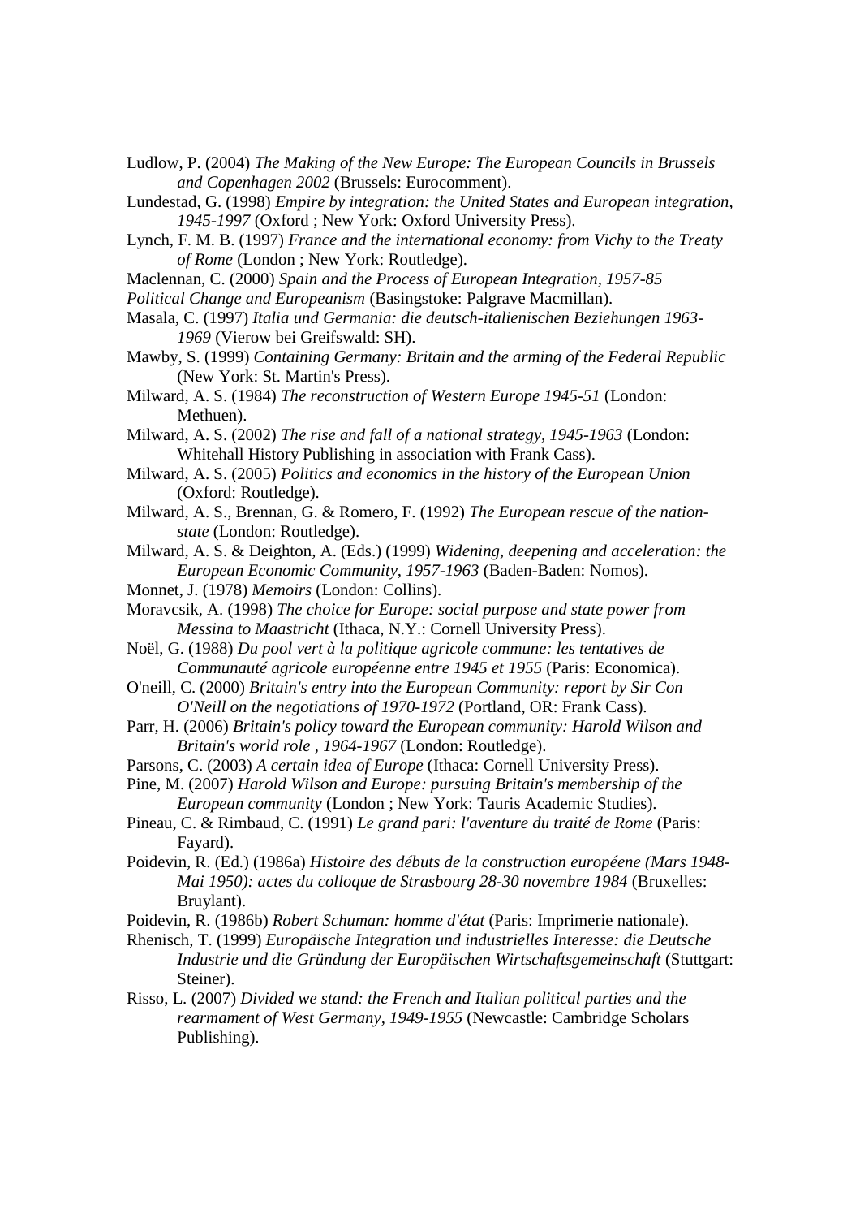Ludlow, P. (2004) *The Making of the New Europe: The European Councils in Brussels and Copenhagen 2002* (Brussels: Eurocomment).

Lundestad, G. (1998) *Empire by integration: the United States and European integration, 1945-1997* (Oxford ; New York: Oxford University Press).

Lynch, F. M. B. (1997) *France and the international economy: from Vichy to the Treaty of Rome* (London ; New York: Routledge).

Maclennan, C. (2000) *Spain and the Process of European Integration, 1957-85 Political Change and Europeanism* (Basingstoke: Palgrave Macmillan).

Masala, C. (1997) *Italia und Germania: die deutsch-italienischen Beziehungen 1963-1969* (Vierow bei Greifswald: SH).

Mawby, S. (1999) *Containing Germany: Britain and the arming of the Federal Republic* (New York: St. Martin's Press).

Milward, A. S. (1984) *The reconstruction of Western Europe 1945-51* (London: Methuen).

Milward, A. S. (2002) *The rise and fall of a national strategy, 1945-1963* (London: Whitehall History Publishing in association with Frank Cass).

Milward, A. S. (2005) *Politics and economics in the history of the European Union* (Oxford: Routledge).

Milward, A. S., Brennan, G. & Romero, F. (1992) *The European rescue of the nation-state* (London: Routledge).

Milward, A. S. & Deighton, A. (Eds.) (1999) *Widening, deepening and acceleration: the European Economic Community, 1957-1963* (Baden-Baden: Nomos).

Monnet, J. (1978) *Memoirs* (London: Collins).

Moravcsik, A. (1998) *The choice for Europe: social purpose and state power from Messina to Maastricht* (Ithaca, N.Y.: Cornell University Press).

Noël, G. (1988) *Du pool vert à la politique agricole commune: les tentatives de Communauté agricole européenne entre 1945 et 1955* (Paris: Economica).

O'neill, C. (2000) *Britain's entry into the European Community: report by Sir Con O'Neill on the negotiations of 1970-1972* (Portland, OR: Frank Cass).

Parr, H. (2006) *Britain's policy toward the European community: Harold Wilson and Britain's world role , 1964-1967* (London: Routledge).

Parsons, C. (2003) *A certain idea of Europe* (Ithaca: Cornell University Press).

Pine, M. (2007) *Harold Wilson and Europe: pursuing Britain's membership of the European community* (London ; New York: Tauris Academic Studies).

Pineau, C. & Rimbaud, C. (1991) *Le grand pari: l'aventure du traité de Rome* (Paris: Fayard).

Poidevin, R. (Ed.) (1986a) *Histoire des débuts de la construction européene (Mars 1948-Mai 1950): actes du colloque de Strasbourg 28-30 novembre 1984* (Bruxelles: Bruylant).

Poidevin, R. (1986b) *Robert Schuman: homme d'état* (Paris: Imprimerie nationale).

Rhenisch, T. (1999) *Europäische Integration und industrielles Interesse: die Deutsche Industrie und die Gründung der Europäischen Wirtschaftsgemeinschaft* (Stuttgart: Steiner).

Risso, L. (2007) *Divided we stand: the French and Italian political parties and the rearmament of West Germany, 1949-1955* (Newcastle: Cambridge Scholars Publishing).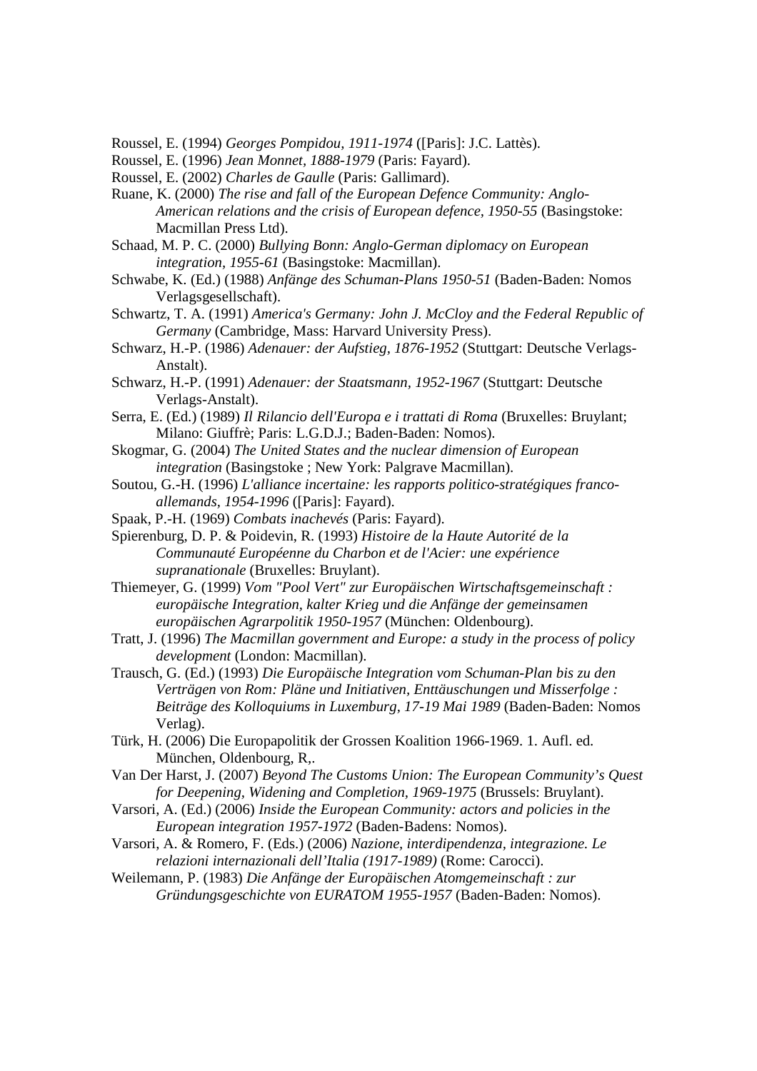Roussel, E. (1994) *Georges Pompidou, 1911-1974* ([Paris]: J.C. Lattès).

Roussel, E. (1996) *Jean Monnet, 1888-1979* (Paris: Fayard).

Roussel, E. (2002) *Charles de Gaulle* (Paris: Gallimard).

Ruane, K. (2000) *The rise and fall of the European Defence Community: Anglo-American relations and the crisis of European defence, 1950-55* (Basingstoke: Macmillan Press Ltd).

Schaad, M. P. C. (2000) *Bullying Bonn: Anglo-German diplomacy on European integration, 1955-61* (Basingstoke: Macmillan).

Schwabe, K. (Ed.) (1988) *Anfänge des Schuman-Plans 1950-51* (Baden-Baden: Nomos Verlagsgesellschaft).

Schwartz, T. A. (1991) *America's Germany: John J. McCloy and the Federal Republic of Germany* (Cambridge, Mass: Harvard University Press).

Schwarz, H.-P. (1986) *Adenauer: der Aufstieg, 1876-1952* (Stuttgart: Deutsche Verlags-Anstalt).

Schwarz, H.-P. (1991) *Adenauer: der Staatsmann, 1952-1967* (Stuttgart: Deutsche Verlags-Anstalt).

Serra, E. (Ed.) (1989) *Il Rilancio dell'Europa e i trattati di Roma* (Bruxelles: Bruylant; Milano: Giuffrè; Paris: L.G.D.J.; Baden-Baden: Nomos).

Skogmar, G. (2004) *The United States and the nuclear dimension of European integration* (Basingstoke ; New York: Palgrave Macmillan).

Soutou, G.-H. (1996) *L'alliance incertaine: les rapports politico-stratégiques franco-allemands, 1954-1996* ([Paris]: Fayard).

Spaak, P.-H. (1969) *Combats inachevés* (Paris: Fayard).

Spierenburg, D. P. & Poidevin, R. (1993) *Histoire de la Haute Autorité de la Communauté Européenne du Charbon et de l'Acier: une expérience supranationale* (Bruxelles: Bruylant).

Thiemeyer, G. (1999) *Vom "Pool Vert" zur Europäischen Wirtschaftsgemeinschaft : europäische Integration, kalter Krieg und die Anfänge der gemeinsamen europäischen Agrarpolitik 1950-1957* (München: Oldenbourg).

Tratt, J. (1996) *The Macmillan government and Europe: a study in the process of policy development* (London: Macmillan).

Trausch, G. (Ed.) (1993) *Die Europäische Integration vom Schuman-Plan bis zu den Verträgen von Rom: Pläne und Initiativen, Enttäuschungen und Misserfolge : Beiträge des Kolloquiums in Luxemburg, 17-19 Mai 1989* (Baden-Baden: Nomos Verlag).

Türk, H. (2006) Die Europapolitik der Grossen Koalition 1966-1969. 1. Aufl. ed. München, Oldenbourg, R,.

Van Der Harst, J. (2007) *Beyond The Customs Union: The European Community's Quest for Deepening, Widening and Completion, 1969-1975* (Brussels: Bruylant).

Varsori, A. (Ed.) (2006) *Inside the European Community: actors and policies in the European integration 1957-1972* (Baden-Badens: Nomos).

Varsori, A. & Romero, F. (Eds.) (2006) *Nazione, interdipendenza, integrazione. Le relazioni internazionali dell'Italia (1917-1989)* (Rome: Carocci).

Weilemann, P. (1983) *Die Anfänge der Europäischen Atomgemeinschaft : zur Gründungsgeschichte von EURATOM 1955-1957* (Baden-Baden: Nomos).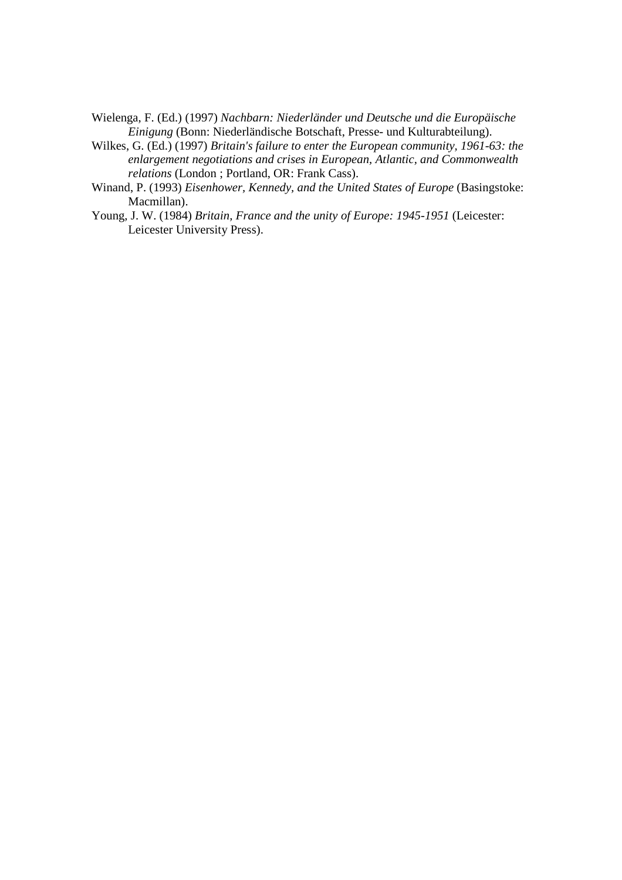Wielenga, F. (Ed.) (1997) *Nachbarn: Niederländer und Deutsche und die Europäische Einigung* (Bonn: Niederländische Botschaft, Presse- und Kulturabteilung).

Wilkes, G. (Ed.) (1997) *Britain's failure to enter the European community, 1961-63: the enlargement negotiations and crises in European, Atlantic, and Commonwealth relations* (London ; Portland, OR: Frank Cass).

Winand, P. (1993) *Eisenhower, Kennedy, and the United States of Europe* (Basingstoke: Macmillan).

Young, J. W. (1984) *Britain, France and the unity of Europe: 1945-1951* (Leicester: Leicester University Press).